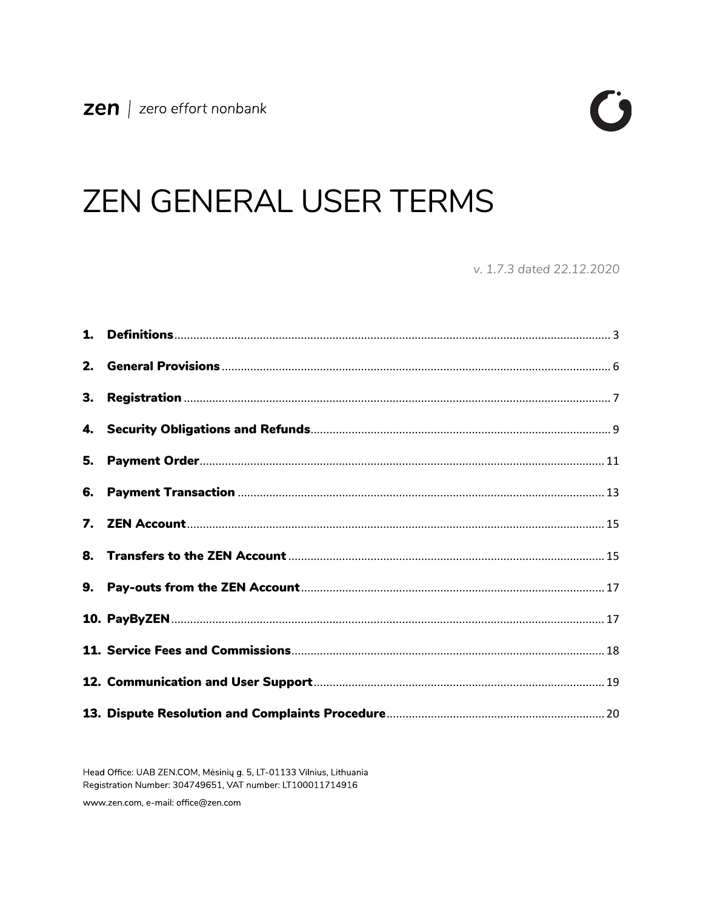zen | zero effort nonbank

# ZEN GENERAL USER TERMS

*v. 1.7.3 dated 22.12.2020*

1. **Definitions** ........ 3
2. **General Provisions** ........ 6
3. **Registration** ........ 7
4. **Security Obligations and Refunds** ........ 9
5. **Payment Order** ........ 11
6. **Payment Transaction** ........ 13
7. **ZEN Account** ........ 15
8. **Transfers to the ZEN Account** ........ 15
9. **Pay-outs from the ZEN Account** ........ 17
10. **PayByZEN** ........ 17
11. **Service Fees and Commissions** ........ 18
12. **Communication and User Support** ........ 19
13. **Dispute Resolution and Complaints Procedure** ........ 20

Head Office: UAB ZEN.COM, Mėsinių g. 5, LT-01133 Vilnius, Lithuania
Registration Number: 304749651, VAT number: LT100011714916

www.zen.com, e-mail: office@zen.com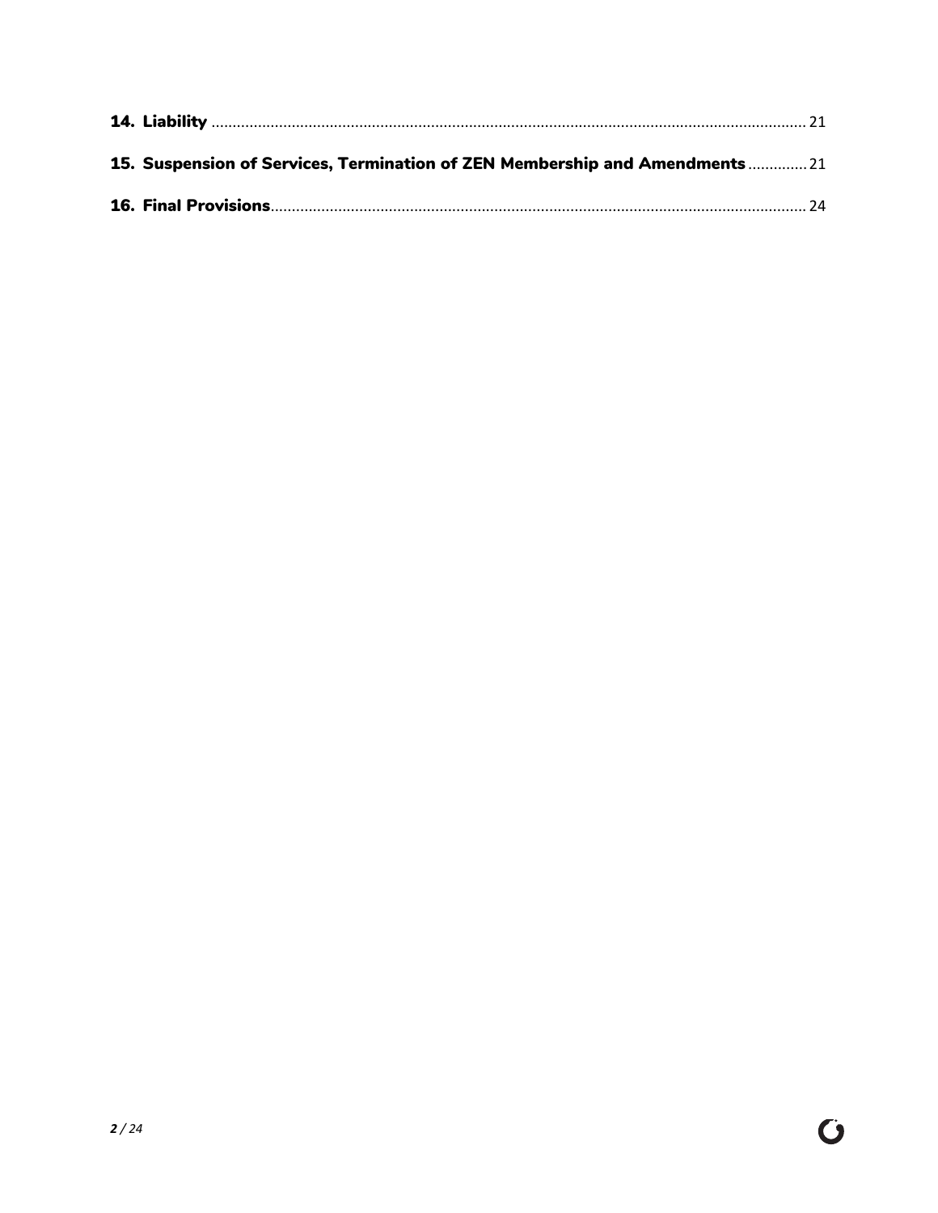**14. Liability** ........................................................................................................ 21

**15. Suspension of Services, Termination of ZEN Membership and Amendments** ............. 21

**16. Final Provisions**............................................................................................................ 24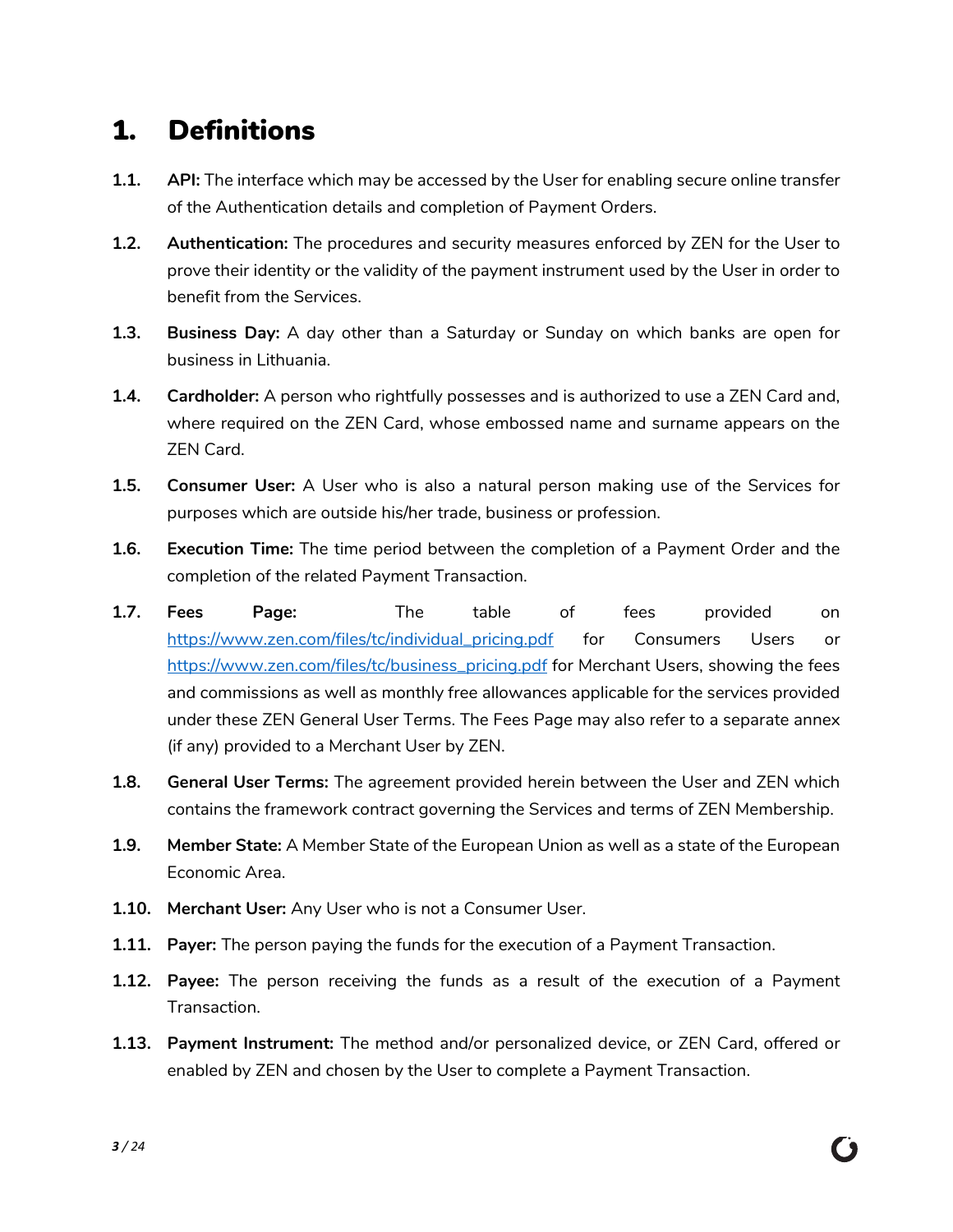# 1. Definitions

**1.1.** **API:** The interface which may be accessed by the User for enabling secure online transfer of the Authentication details and completion of Payment Orders.

**1.2.** **Authentication:** The procedures and security measures enforced by ZEN for the User to prove their identity or the validity of the payment instrument used by the User in order to benefit from the Services.

**1.3.** **Business Day:** A day other than a Saturday or Sunday on which banks are open for business in Lithuania.

**1.4.** **Cardholder:** A person who rightfully possesses and is authorized to use a ZEN Card and, where required on the ZEN Card, whose embossed name and surname appears on the ZEN Card.

**1.5.** **Consumer User:** A User who is also a natural person making use of the Services for purposes which are outside his/her trade, business or profession.

**1.6.** **Execution Time:** The time period between the completion of a Payment Order and the completion of the related Payment Transaction.

**1.7.** **Fees Page:** The table of fees provided on https://www.zen.com/files/tc/individual_pricing.pdf for Consumers Users or https://www.zen.com/files/tc/business_pricing.pdf for Merchant Users, showing the fees and commissions as well as monthly free allowances applicable for the services provided under these ZEN General User Terms. The Fees Page may also refer to a separate annex (if any) provided to a Merchant User by ZEN.

**1.8.** **General User Terms:** The agreement provided herein between the User and ZEN which contains the framework contract governing the Services and terms of ZEN Membership.

**1.9.** **Member State:** A Member State of the European Union as well as a state of the European Economic Area.

**1.10.** **Merchant User:** Any User who is not a Consumer User.

**1.11.** **Payer:** The person paying the funds for the execution of a Payment Transaction.

**1.12.** **Payee:** The person receiving the funds as a result of the execution of a Payment Transaction.

**1.13.** **Payment Instrument:** The method and/or personalized device, or ZEN Card, offered or enabled by ZEN and chosen by the User to complete a Payment Transaction.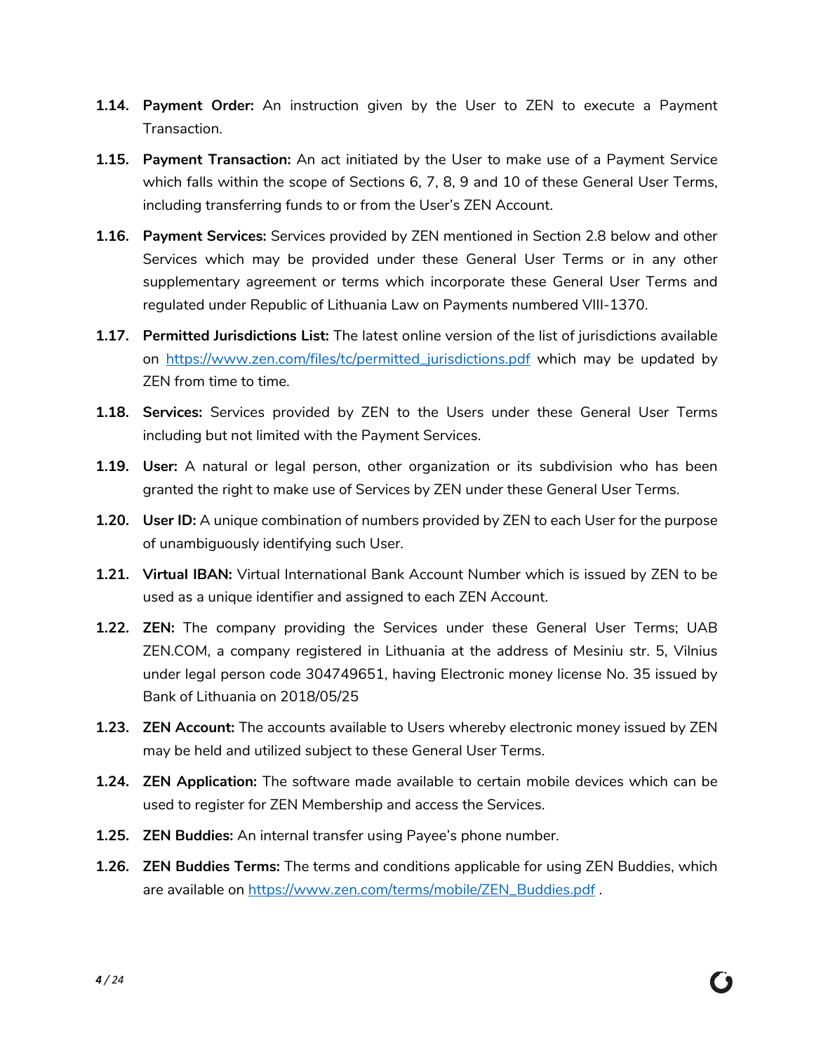**1.14. Payment Order:** An instruction given by the User to ZEN to execute a Payment Transaction.

**1.15. Payment Transaction:** An act initiated by the User to make use of a Payment Service which falls within the scope of Sections 6, 7, 8, 9 and 10 of these General User Terms, including transferring funds to or from the User's ZEN Account.

**1.16. Payment Services:** Services provided by ZEN mentioned in Section 2.8 below and other Services which may be provided under these General User Terms or in any other supplementary agreement or terms which incorporate these General User Terms and regulated under Republic of Lithuania Law on Payments numbered VIII-1370.

**1.17. Permitted Jurisdictions List:** The latest online version of the list of jurisdictions available on https://www.zen.com/files/tc/permitted_jurisdictions.pdf which may be updated by ZEN from time to time.

**1.18. Services:** Services provided by ZEN to the Users under these General User Terms including but not limited with the Payment Services.

**1.19. User:** A natural or legal person, other organization or its subdivision who has been granted the right to make use of Services by ZEN under these General User Terms.

**1.20. User ID:** A unique combination of numbers provided by ZEN to each User for the purpose of unambiguously identifying such User.

**1.21. Virtual IBAN:** Virtual International Bank Account Number which is issued by ZEN to be used as a unique identifier and assigned to each ZEN Account.

**1.22. ZEN:** The company providing the Services under these General User Terms; UAB ZEN.COM, a company registered in Lithuania at the address of Mesiniu str. 5, Vilnius under legal person code 304749651, having Electronic money license No. 35 issued by Bank of Lithuania on 2018/05/25

**1.23. ZEN Account:** The accounts available to Users whereby electronic money issued by ZEN may be held and utilized subject to these General User Terms.

**1.24. ZEN Application:** The software made available to certain mobile devices which can be used to register for ZEN Membership and access the Services.

**1.25. ZEN Buddies:** An internal transfer using Payee's phone number.

**1.26. ZEN Buddies Terms:** The terms and conditions applicable for using ZEN Buddies, which are available on https://www.zen.com/terms/mobile/ZEN_Buddies.pdf .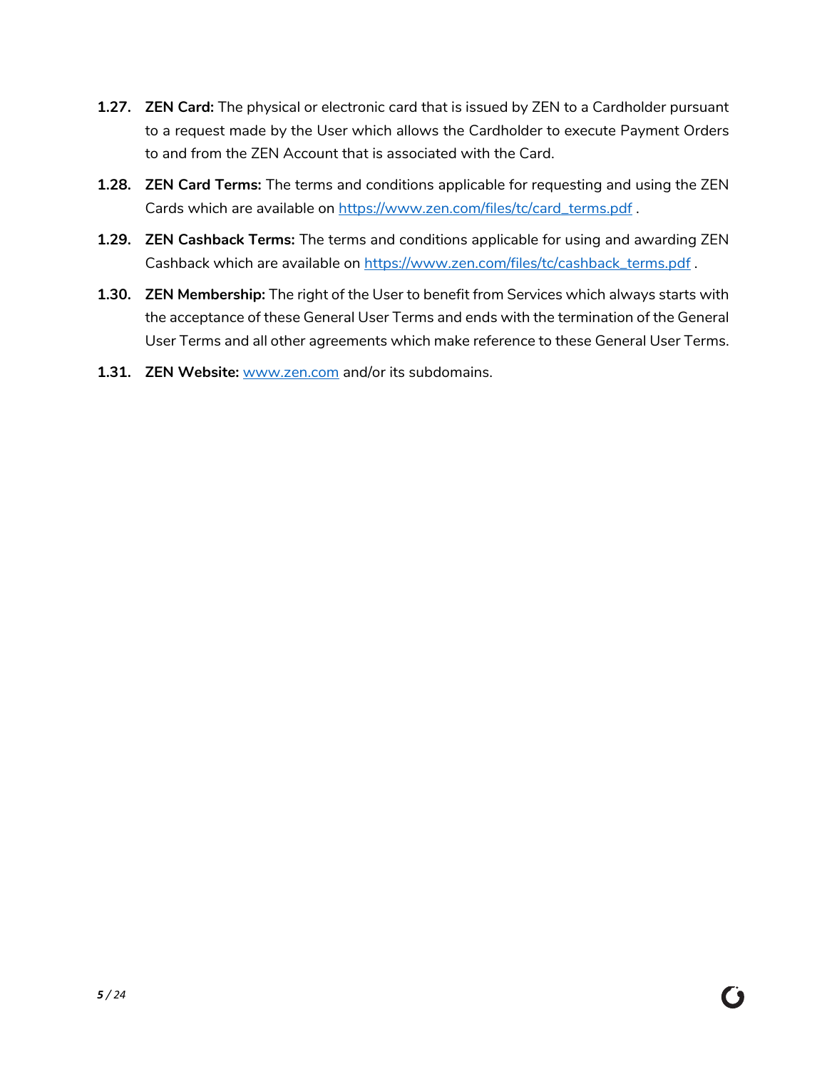**1.27. ZEN Card:** The physical or electronic card that is issued by ZEN to a Cardholder pursuant to a request made by the User which allows the Cardholder to execute Payment Orders to and from the ZEN Account that is associated with the Card.

**1.28. ZEN Card Terms:** The terms and conditions applicable for requesting and using the ZEN Cards which are available on [https://www.zen.com/files/tc/card_terms.pdf](https://www.zen.com/files/tc/card_terms.pdf) .

**1.29. ZEN Cashback Terms:** The terms and conditions applicable for using and awarding ZEN Cashback which are available on [https://www.zen.com/files/tc/cashback_terms.pdf](https://www.zen.com/files/tc/cashback_terms.pdf) .

**1.30. ZEN Membership:** The right of the User to benefit from Services which always starts with the acceptance of these General User Terms and ends with the termination of the General User Terms and all other agreements which make reference to these General User Terms.

**1.31. ZEN Website:** [www.zen.com](http://www.zen.com) and/or its subdomains.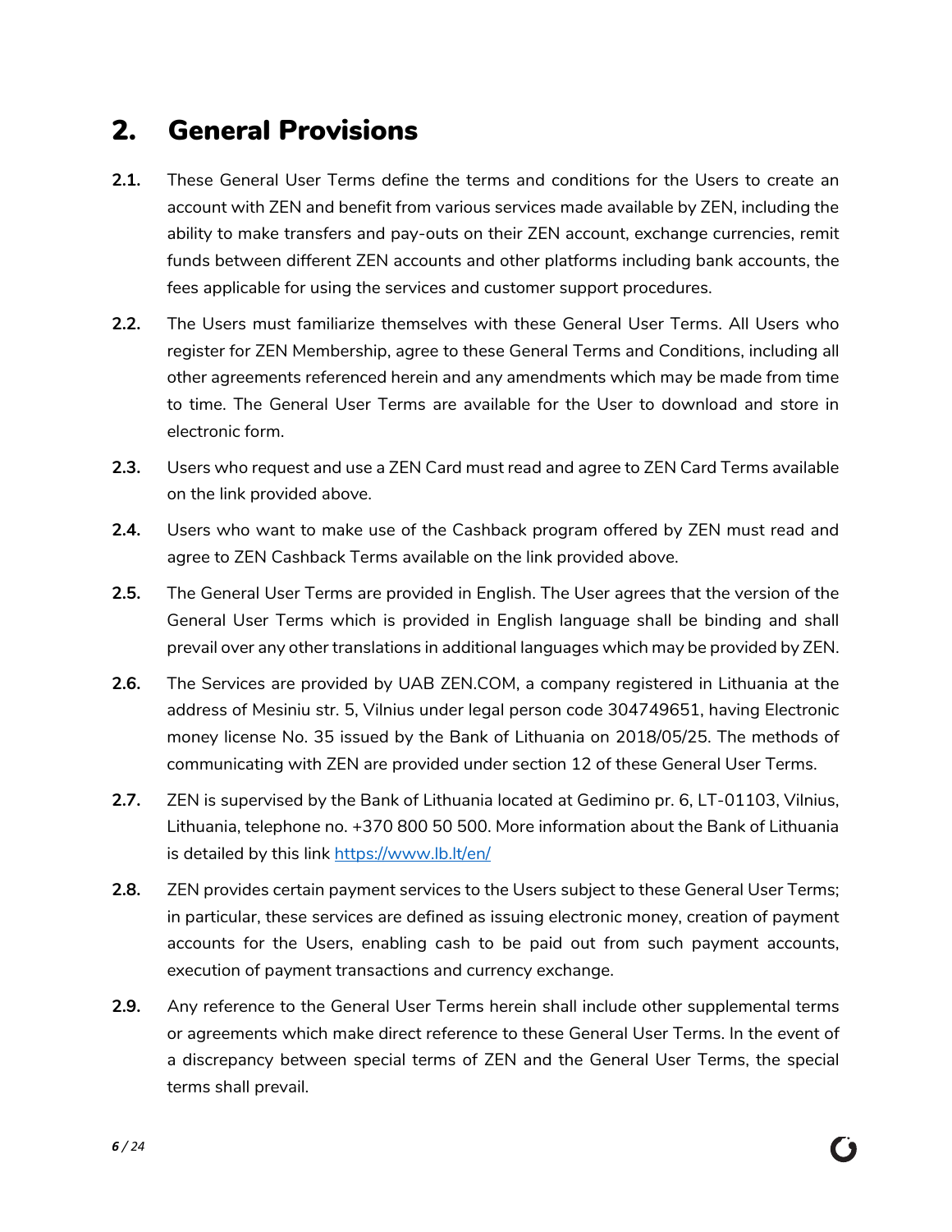## 2. General Provisions

**2.1.** These General User Terms define the terms and conditions for the Users to create an account with ZEN and benefit from various services made available by ZEN, including the ability to make transfers and pay-outs on their ZEN account, exchange currencies, remit funds between different ZEN accounts and other platforms including bank accounts, the fees applicable for using the services and customer support procedures.

**2.2.** The Users must familiarize themselves with these General User Terms. All Users who register for ZEN Membership, agree to these General Terms and Conditions, including all other agreements referenced herein and any amendments which may be made from time to time. The General User Terms are available for the User to download and store in electronic form.

**2.3.** Users who request and use a ZEN Card must read and agree to ZEN Card Terms available on the link provided above.

**2.4.** Users who want to make use of the Cashback program offered by ZEN must read and agree to ZEN Cashback Terms available on the link provided above.

**2.5.** The General User Terms are provided in English. The User agrees that the version of the General User Terms which is provided in English language shall be binding and shall prevail over any other translations in additional languages which may be provided by ZEN.

**2.6.** The Services are provided by UAB ZEN.COM, a company registered in Lithuania at the address of Mesiniu str. 5, Vilnius under legal person code 304749651, having Electronic money license No. 35 issued by the Bank of Lithuania on 2018/05/25. The methods of communicating with ZEN are provided under section 12 of these General User Terms.

**2.7.** ZEN is supervised by the Bank of Lithuania located at Gedimino pr. 6, LT-01103, Vilnius, Lithuania, telephone no. +370 800 50 500. More information about the Bank of Lithuania is detailed by this link [https://www.lb.lt/en/](https://www.lb.lt/en/)

**2.8.** ZEN provides certain payment services to the Users subject to these General User Terms; in particular, these services are defined as issuing electronic money, creation of payment accounts for the Users, enabling cash to be paid out from such payment accounts, execution of payment transactions and currency exchange.

**2.9.** Any reference to the General User Terms herein shall include other supplemental terms or agreements which make direct reference to these General User Terms. In the event of a discrepancy between special terms of ZEN and the General User Terms, the special terms shall prevail.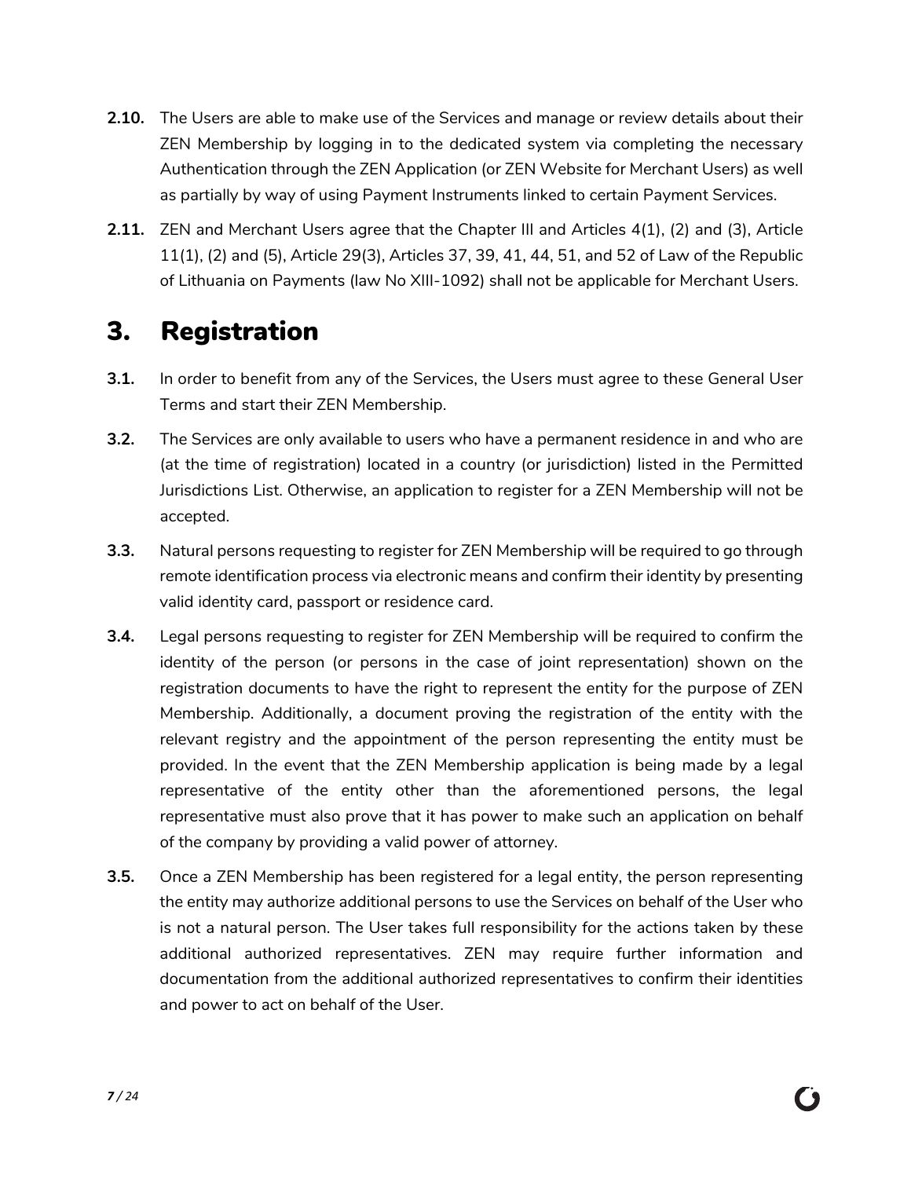**2.10.** The Users are able to make use of the Services and manage or review details about their ZEN Membership by logging in to the dedicated system via completing the necessary Authentication through the ZEN Application (or ZEN Website for Merchant Users) as well as partially by way of using Payment Instruments linked to certain Payment Services.

**2.11.** ZEN and Merchant Users agree that the Chapter III and Articles 4(1), (2) and (3), Article 11(1), (2) and (5), Article 29(3), Articles 37, 39, 41, 44, 51, and 52 of Law of the Republic of Lithuania on Payments (law No XIII-1092) shall not be applicable for Merchant Users.

# 3. Registration

**3.1.** In order to benefit from any of the Services, the Users must agree to these General User Terms and start their ZEN Membership.

**3.2.** The Services are only available to users who have a permanent residence in and who are (at the time of registration) located in a country (or jurisdiction) listed in the Permitted Jurisdictions List. Otherwise, an application to register for a ZEN Membership will not be accepted.

**3.3.** Natural persons requesting to register for ZEN Membership will be required to go through remote identification process via electronic means and confirm their identity by presenting valid identity card, passport or residence card.

**3.4.** Legal persons requesting to register for ZEN Membership will be required to confirm the identity of the person (or persons in the case of joint representation) shown on the registration documents to have the right to represent the entity for the purpose of ZEN Membership. Additionally, a document proving the registration of the entity with the relevant registry and the appointment of the person representing the entity must be provided. In the event that the ZEN Membership application is being made by a legal representative of the entity other than the aforementioned persons, the legal representative must also prove that it has power to make such an application on behalf of the company by providing a valid power of attorney.

**3.5.** Once a ZEN Membership has been registered for a legal entity, the person representing the entity may authorize additional persons to use the Services on behalf of the User who is not a natural person. The User takes full responsibility for the actions taken by these additional authorized representatives. ZEN may require further information and documentation from the additional authorized representatives to confirm their identities and power to act on behalf of the User.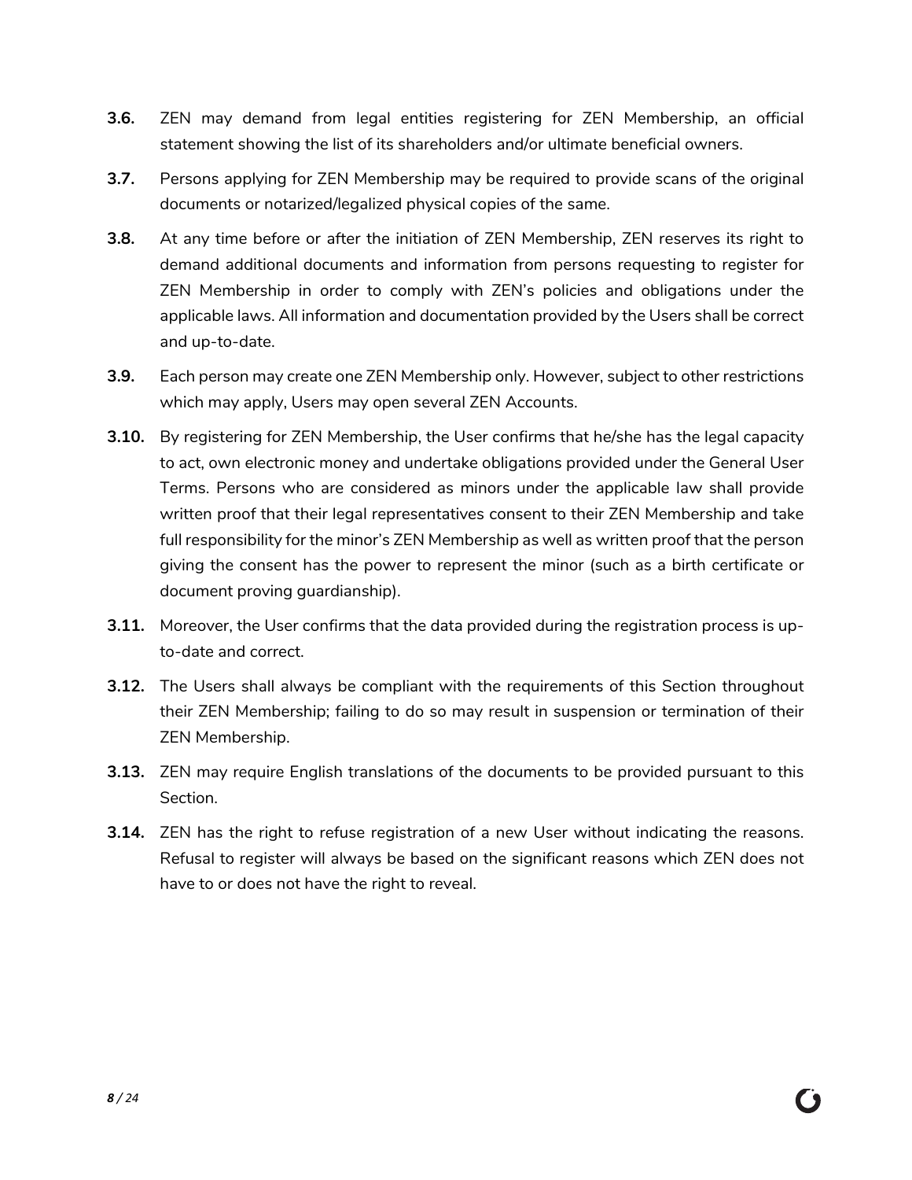**3.6.** ZEN may demand from legal entities registering for ZEN Membership, an official statement showing the list of its shareholders and/or ultimate beneficial owners.

**3.7.** Persons applying for ZEN Membership may be required to provide scans of the original documents or notarized/legalized physical copies of the same.

**3.8.** At any time before or after the initiation of ZEN Membership, ZEN reserves its right to demand additional documents and information from persons requesting to register for ZEN Membership in order to comply with ZEN's policies and obligations under the applicable laws. All information and documentation provided by the Users shall be correct and up-to-date.

**3.9.** Each person may create one ZEN Membership only. However, subject to other restrictions which may apply, Users may open several ZEN Accounts.

**3.10.** By registering for ZEN Membership, the User confirms that he/she has the legal capacity to act, own electronic money and undertake obligations provided under the General User Terms. Persons who are considered as minors under the applicable law shall provide written proof that their legal representatives consent to their ZEN Membership and take full responsibility for the minor's ZEN Membership as well as written proof that the person giving the consent has the power to represent the minor (such as a birth certificate or document proving guardianship).

**3.11.** Moreover, the User confirms that the data provided during the registration process is up-to-date and correct.

**3.12.** The Users shall always be compliant with the requirements of this Section throughout their ZEN Membership; failing to do so may result in suspension or termination of their ZEN Membership.

**3.13.** ZEN may require English translations of the documents to be provided pursuant to this Section.

**3.14.** ZEN has the right to refuse registration of a new User without indicating the reasons. Refusal to register will always be based on the significant reasons which ZEN does not have to or does not have the right to reveal.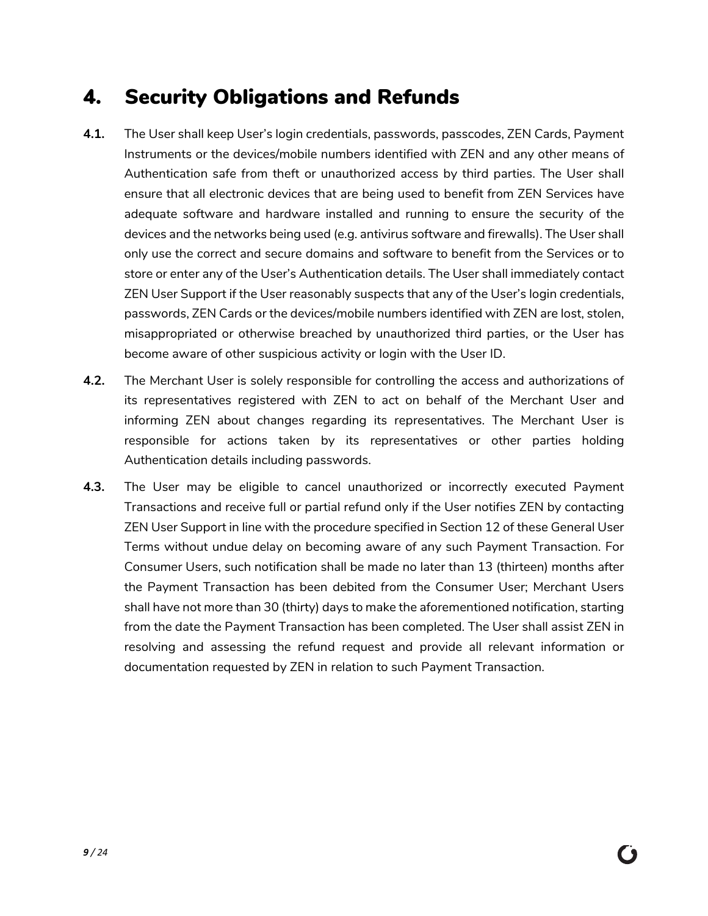# 4. Security Obligations and Refunds

**4.1.** The User shall keep User's login credentials, passwords, passcodes, ZEN Cards, Payment Instruments or the devices/mobile numbers identified with ZEN and any other means of Authentication safe from theft or unauthorized access by third parties. The User shall ensure that all electronic devices that are being used to benefit from ZEN Services have adequate software and hardware installed and running to ensure the security of the devices and the networks being used (e.g. antivirus software and firewalls). The User shall only use the correct and secure domains and software to benefit from the Services or to store or enter any of the User's Authentication details. The User shall immediately contact ZEN User Support if the User reasonably suspects that any of the User's login credentials, passwords, ZEN Cards or the devices/mobile numbers identified with ZEN are lost, stolen, misappropriated or otherwise breached by unauthorized third parties, or the User has become aware of other suspicious activity or login with the User ID.

**4.2.** The Merchant User is solely responsible for controlling the access and authorizations of its representatives registered with ZEN to act on behalf of the Merchant User and informing ZEN about changes regarding its representatives. The Merchant User is responsible for actions taken by its representatives or other parties holding Authentication details including passwords.

**4.3.** The User may be eligible to cancel unauthorized or incorrectly executed Payment Transactions and receive full or partial refund only if the User notifies ZEN by contacting ZEN User Support in line with the procedure specified in Section 12 of these General User Terms without undue delay on becoming aware of any such Payment Transaction. For Consumer Users, such notification shall be made no later than 13 (thirteen) months after the Payment Transaction has been debited from the Consumer User; Merchant Users shall have not more than 30 (thirty) days to make the aforementioned notification, starting from the date the Payment Transaction has been completed. The User shall assist ZEN in resolving and assessing the refund request and provide all relevant information or documentation requested by ZEN in relation to such Payment Transaction.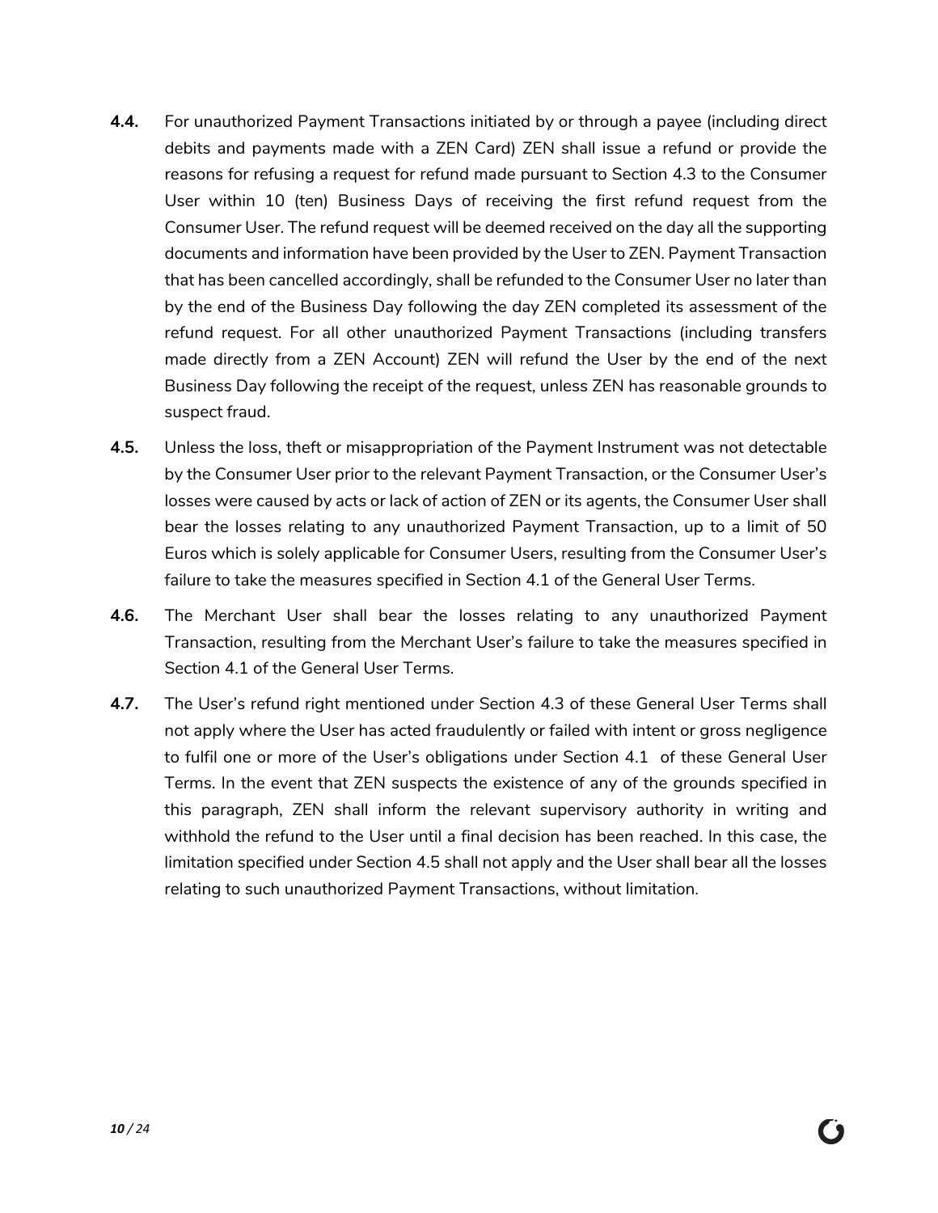**4.4.** For unauthorized Payment Transactions initiated by or through a payee (including direct debits and payments made with a ZEN Card) ZEN shall issue a refund or provide the reasons for refusing a request for refund made pursuant to Section 4.3 to the Consumer User within 10 (ten) Business Days of receiving the first refund request from the Consumer User. The refund request will be deemed received on the day all the supporting documents and information have been provided by the User to ZEN. Payment Transaction that has been cancelled accordingly, shall be refunded to the Consumer User no later than by the end of the Business Day following the day ZEN completed its assessment of the refund request. For all other unauthorized Payment Transactions (including transfers made directly from a ZEN Account) ZEN will refund the User by the end of the next Business Day following the receipt of the request, unless ZEN has reasonable grounds to suspect fraud.

**4.5.** Unless the loss, theft or misappropriation of the Payment Instrument was not detectable by the Consumer User prior to the relevant Payment Transaction, or the Consumer User's losses were caused by acts or lack of action of ZEN or its agents, the Consumer User shall bear the losses relating to any unauthorized Payment Transaction, up to a limit of 50 Euros which is solely applicable for Consumer Users, resulting from the Consumer User's failure to take the measures specified in Section 4.1 of the General User Terms.

**4.6.** The Merchant User shall bear the losses relating to any unauthorized Payment Transaction, resulting from the Merchant User's failure to take the measures specified in Section 4.1 of the General User Terms.

**4.7.** The User's refund right mentioned under Section 4.3 of these General User Terms shall not apply where the User has acted fraudulently or failed with intent or gross negligence to fulfil one or more of the User's obligations under Section 4.1 of these General User Terms. In the event that ZEN suspects the existence of any of the grounds specified in this paragraph, ZEN shall inform the relevant supervisory authority in writing and withhold the refund to the User until a final decision has been reached. In this case, the limitation specified under Section 4.5 shall not apply and the User shall bear all the losses relating to such unauthorized Payment Transactions, without limitation.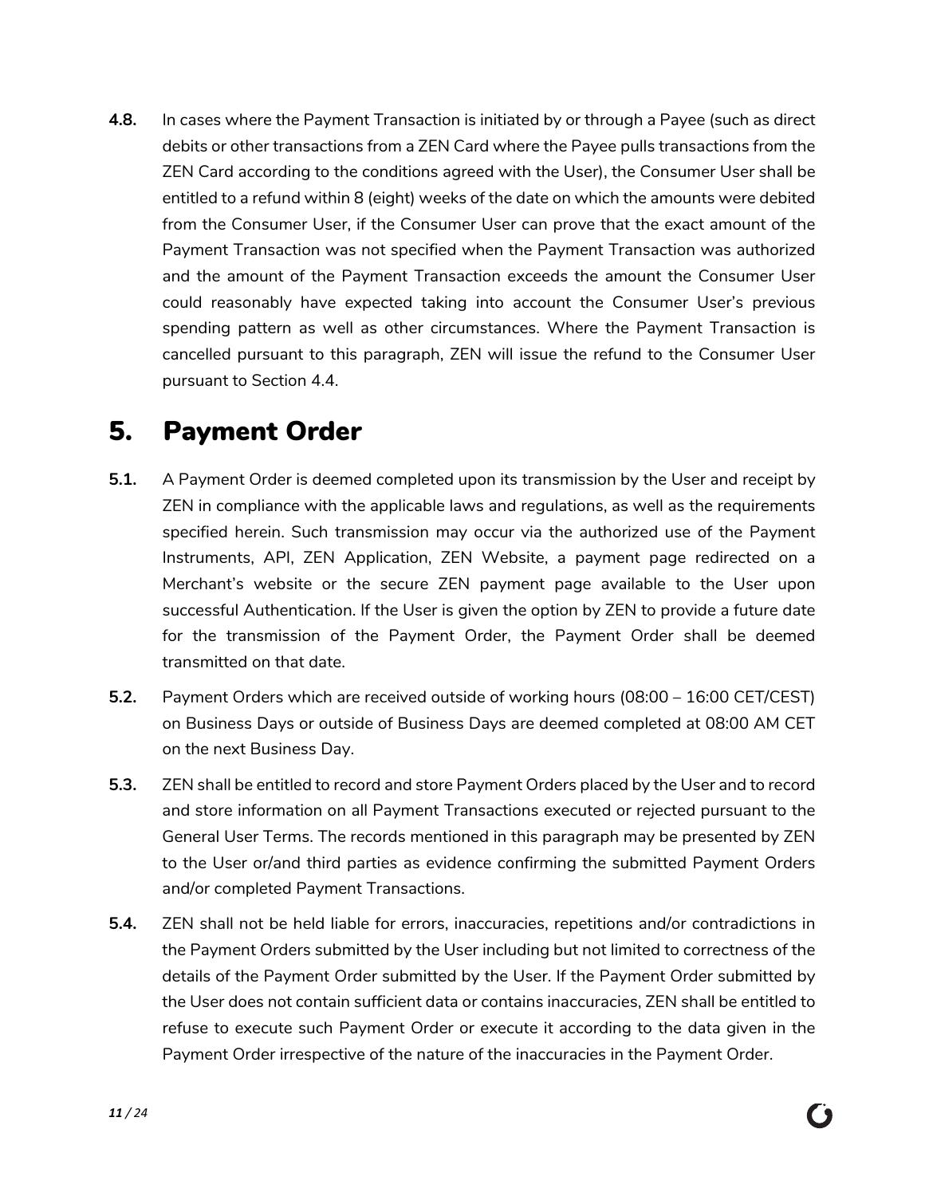**4.8.** In cases where the Payment Transaction is initiated by or through a Payee (such as direct debits or other transactions from a ZEN Card where the Payee pulls transactions from the ZEN Card according to the conditions agreed with the User), the Consumer User shall be entitled to a refund within 8 (eight) weeks of the date on which the amounts were debited from the Consumer User, if the Consumer User can prove that the exact amount of the Payment Transaction was not specified when the Payment Transaction was authorized and the amount of the Payment Transaction exceeds the amount the Consumer User could reasonably have expected taking into account the Consumer User's previous spending pattern as well as other circumstances. Where the Payment Transaction is cancelled pursuant to this paragraph, ZEN will issue the refund to the Consumer User pursuant to Section 4.4.

# 5. Payment Order

**5.1.** A Payment Order is deemed completed upon its transmission by the User and receipt by ZEN in compliance with the applicable laws and regulations, as well as the requirements specified herein. Such transmission may occur via the authorized use of the Payment Instruments, API, ZEN Application, ZEN Website, a payment page redirected on a Merchant's website or the secure ZEN payment page available to the User upon successful Authentication. If the User is given the option by ZEN to provide a future date for the transmission of the Payment Order, the Payment Order shall be deemed transmitted on that date.

**5.2.** Payment Orders which are received outside of working hours (08:00 – 16:00 CET/CEST) on Business Days or outside of Business Days are deemed completed at 08:00 AM CET on the next Business Day.

**5.3.** ZEN shall be entitled to record and store Payment Orders placed by the User and to record and store information on all Payment Transactions executed or rejected pursuant to the General User Terms. The records mentioned in this paragraph may be presented by ZEN to the User or/and third parties as evidence confirming the submitted Payment Orders and/or completed Payment Transactions.

**5.4.** ZEN shall not be held liable for errors, inaccuracies, repetitions and/or contradictions in the Payment Orders submitted by the User including but not limited to correctness of the details of the Payment Order submitted by the User. If the Payment Order submitted by the User does not contain sufficient data or contains inaccuracies, ZEN shall be entitled to refuse to execute such Payment Order or execute it according to the data given in the Payment Order irrespective of the nature of the inaccuracies in the Payment Order.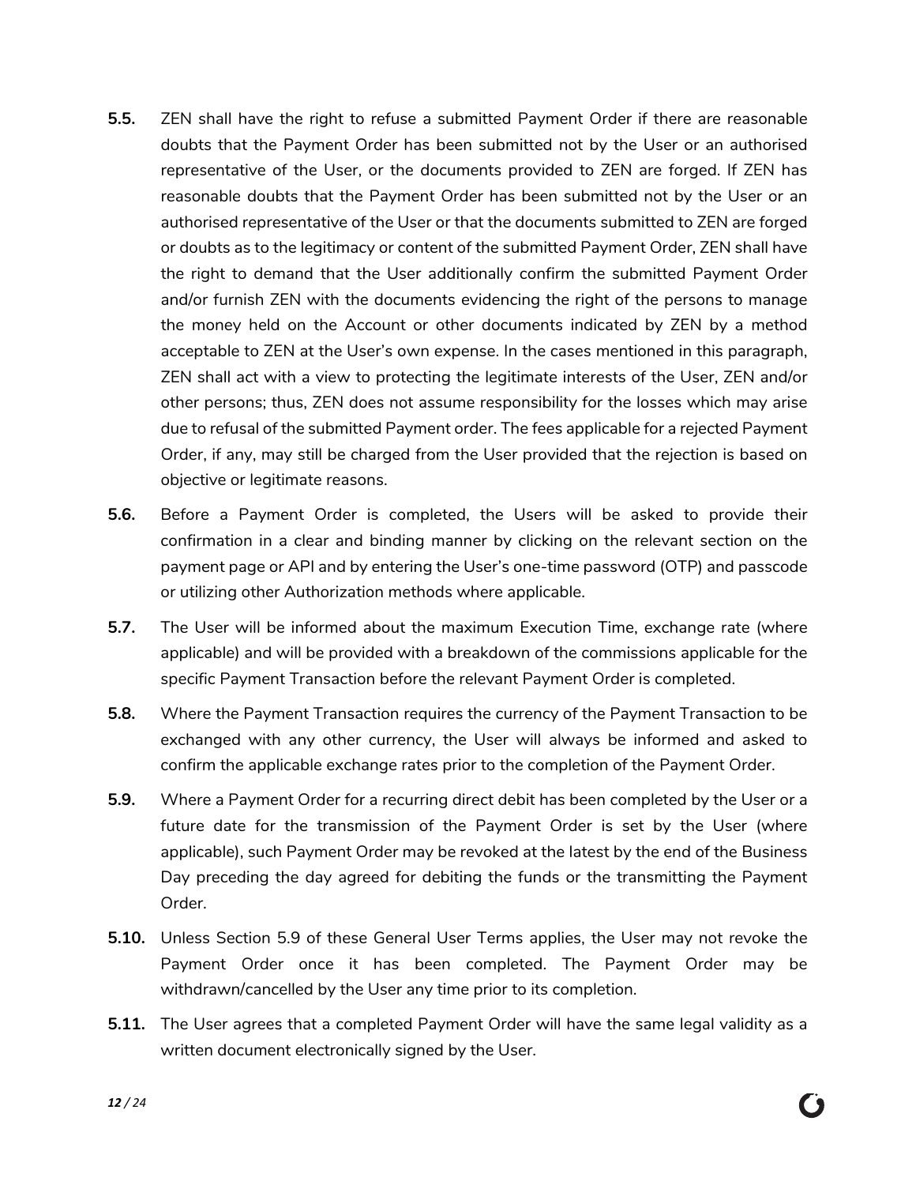**5.5.** ZEN shall have the right to refuse a submitted Payment Order if there are reasonable doubts that the Payment Order has been submitted not by the User or an authorised representative of the User, or the documents provided to ZEN are forged. If ZEN has reasonable doubts that the Payment Order has been submitted not by the User or an authorised representative of the User or that the documents submitted to ZEN are forged or doubts as to the legitimacy or content of the submitted Payment Order, ZEN shall have the right to demand that the User additionally confirm the submitted Payment Order and/or furnish ZEN with the documents evidencing the right of the persons to manage the money held on the Account or other documents indicated by ZEN by a method acceptable to ZEN at the User's own expense. In the cases mentioned in this paragraph, ZEN shall act with a view to protecting the legitimate interests of the User, ZEN and/or other persons; thus, ZEN does not assume responsibility for the losses which may arise due to refusal of the submitted Payment order. The fees applicable for a rejected Payment Order, if any, may still be charged from the User provided that the rejection is based on objective or legitimate reasons.

**5.6.** Before a Payment Order is completed, the Users will be asked to provide their confirmation in a clear and binding manner by clicking on the relevant section on the payment page or API and by entering the User's one-time password (OTP) and passcode or utilizing other Authorization methods where applicable.

**5.7.** The User will be informed about the maximum Execution Time, exchange rate (where applicable) and will be provided with a breakdown of the commissions applicable for the specific Payment Transaction before the relevant Payment Order is completed.

**5.8.** Where the Payment Transaction requires the currency of the Payment Transaction to be exchanged with any other currency, the User will always be informed and asked to confirm the applicable exchange rates prior to the completion of the Payment Order.

**5.9.** Where a Payment Order for a recurring direct debit has been completed by the User or a future date for the transmission of the Payment Order is set by the User (where applicable), such Payment Order may be revoked at the latest by the end of the Business Day preceding the day agreed for debiting the funds or the transmitting the Payment Order.

**5.10.** Unless Section 5.9 of these General User Terms applies, the User may not revoke the Payment Order once it has been completed. The Payment Order may be withdrawn/cancelled by the User any time prior to its completion.

**5.11.** The User agrees that a completed Payment Order will have the same legal validity as a written document electronically signed by the User.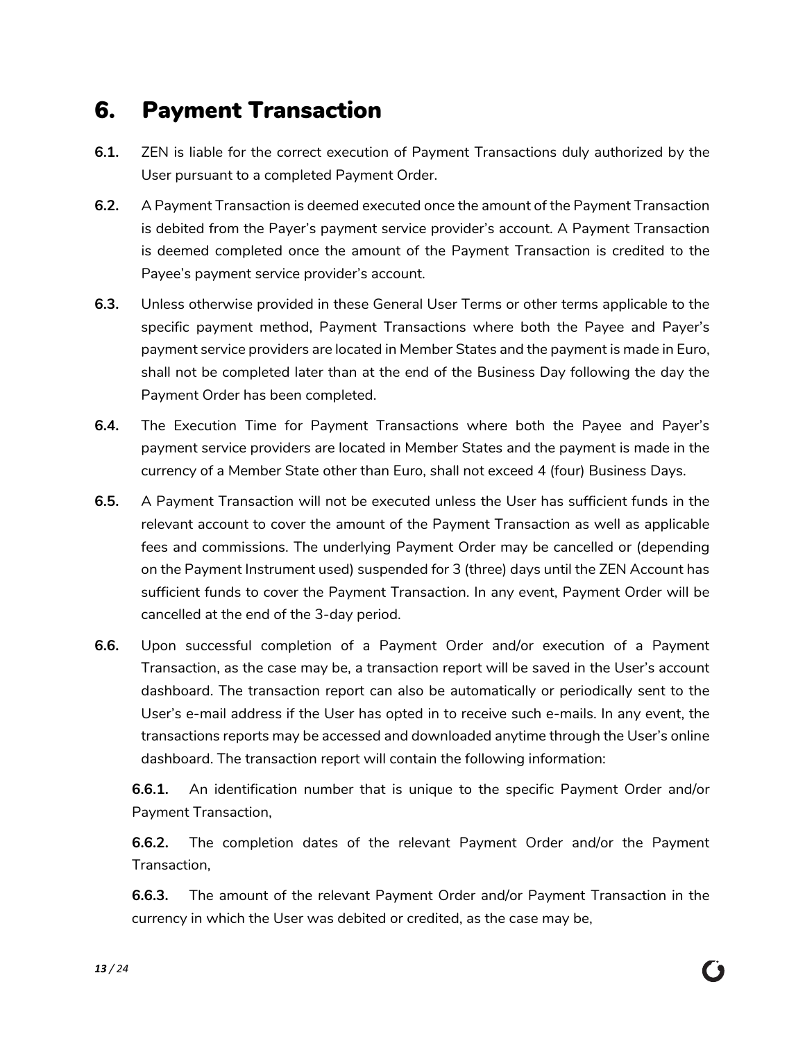## 6. Payment Transaction

**6.1.** ZEN is liable for the correct execution of Payment Transactions duly authorized by the User pursuant to a completed Payment Order.

**6.2.** A Payment Transaction is deemed executed once the amount of the Payment Transaction is debited from the Payer's payment service provider's account. A Payment Transaction is deemed completed once the amount of the Payment Transaction is credited to the Payee's payment service provider's account.

**6.3.** Unless otherwise provided in these General User Terms or other terms applicable to the specific payment method, Payment Transactions where both the Payee and Payer's payment service providers are located in Member States and the payment is made in Euro, shall not be completed later than at the end of the Business Day following the day the Payment Order has been completed.

**6.4.** The Execution Time for Payment Transactions where both the Payee and Payer's payment service providers are located in Member States and the payment is made in the currency of a Member State other than Euro, shall not exceed 4 (four) Business Days.

**6.5.** A Payment Transaction will not be executed unless the User has sufficient funds in the relevant account to cover the amount of the Payment Transaction as well as applicable fees and commissions. The underlying Payment Order may be cancelled or (depending on the Payment Instrument used) suspended for 3 (three) days until the ZEN Account has sufficient funds to cover the Payment Transaction. In any event, Payment Order will be cancelled at the end of the 3-day period.

**6.6.** Upon successful completion of a Payment Order and/or execution of a Payment Transaction, as the case may be, a transaction report will be saved in the User's account dashboard. The transaction report can also be automatically or periodically sent to the User's e-mail address if the User has opted in to receive such e-mails. In any event, the transactions reports may be accessed and downloaded anytime through the User's online dashboard. The transaction report will contain the following information:

**6.6.1.** An identification number that is unique to the specific Payment Order and/or Payment Transaction,

**6.6.2.** The completion dates of the relevant Payment Order and/or the Payment Transaction,

**6.6.3.** The amount of the relevant Payment Order and/or Payment Transaction in the currency in which the User was debited or credited, as the case may be,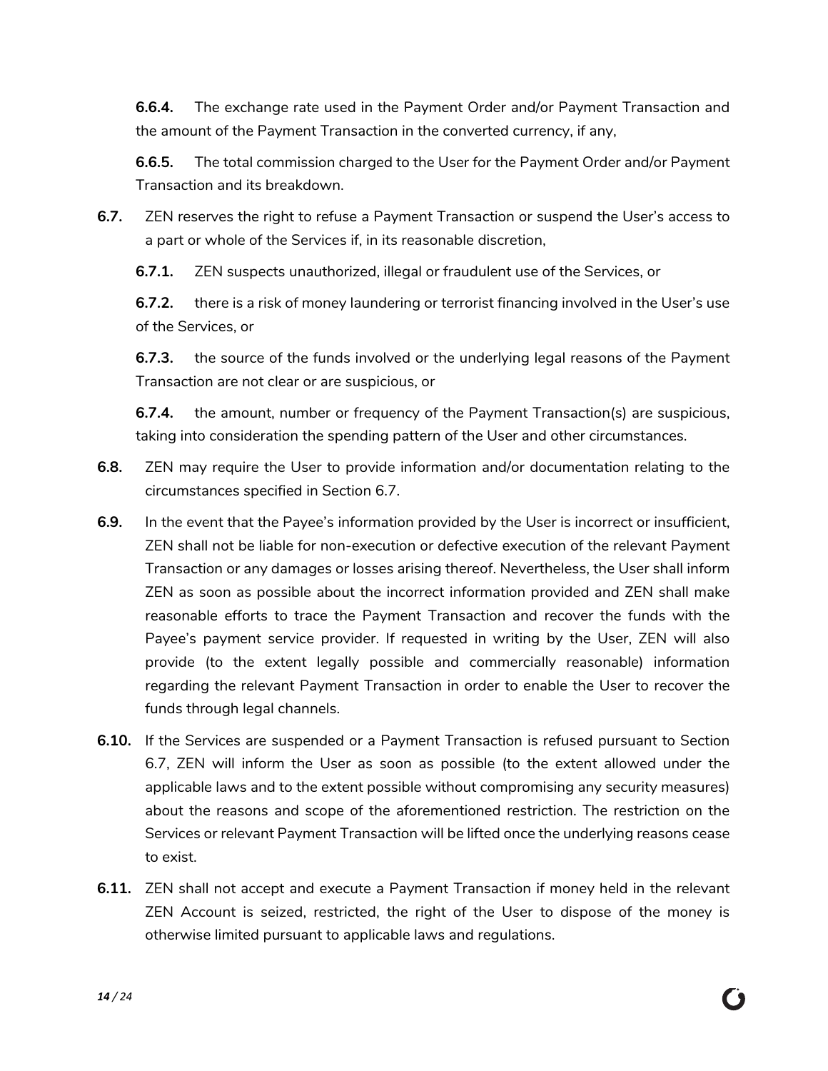**6.6.4.** The exchange rate used in the Payment Order and/or Payment Transaction and the amount of the Payment Transaction in the converted currency, if any,

**6.6.5.** The total commission charged to the User for the Payment Order and/or Payment Transaction and its breakdown.

**6.7.** ZEN reserves the right to refuse a Payment Transaction or suspend the User's access to a part or whole of the Services if, in its reasonable discretion,

**6.7.1.** ZEN suspects unauthorized, illegal or fraudulent use of the Services, or

**6.7.2.** there is a risk of money laundering or terrorist financing involved in the User's use of the Services, or

**6.7.3.** the source of the funds involved or the underlying legal reasons of the Payment Transaction are not clear or are suspicious, or

**6.7.4.** the amount, number or frequency of the Payment Transaction(s) are suspicious, taking into consideration the spending pattern of the User and other circumstances.

**6.8.** ZEN may require the User to provide information and/or documentation relating to the circumstances specified in Section 6.7.

**6.9.** In the event that the Payee's information provided by the User is incorrect or insufficient, ZEN shall not be liable for non-execution or defective execution of the relevant Payment Transaction or any damages or losses arising thereof. Nevertheless, the User shall inform ZEN as soon as possible about the incorrect information provided and ZEN shall make reasonable efforts to trace the Payment Transaction and recover the funds with the Payee's payment service provider. If requested in writing by the User, ZEN will also provide (to the extent legally possible and commercially reasonable) information regarding the relevant Payment Transaction in order to enable the User to recover the funds through legal channels.

**6.10.** If the Services are suspended or a Payment Transaction is refused pursuant to Section 6.7, ZEN will inform the User as soon as possible (to the extent allowed under the applicable laws and to the extent possible without compromising any security measures) about the reasons and scope of the aforementioned restriction. The restriction on the Services or relevant Payment Transaction will be lifted once the underlying reasons cease to exist.

**6.11.** ZEN shall not accept and execute a Payment Transaction if money held in the relevant ZEN Account is seized, restricted, the right of the User to dispose of the money is otherwise limited pursuant to applicable laws and regulations.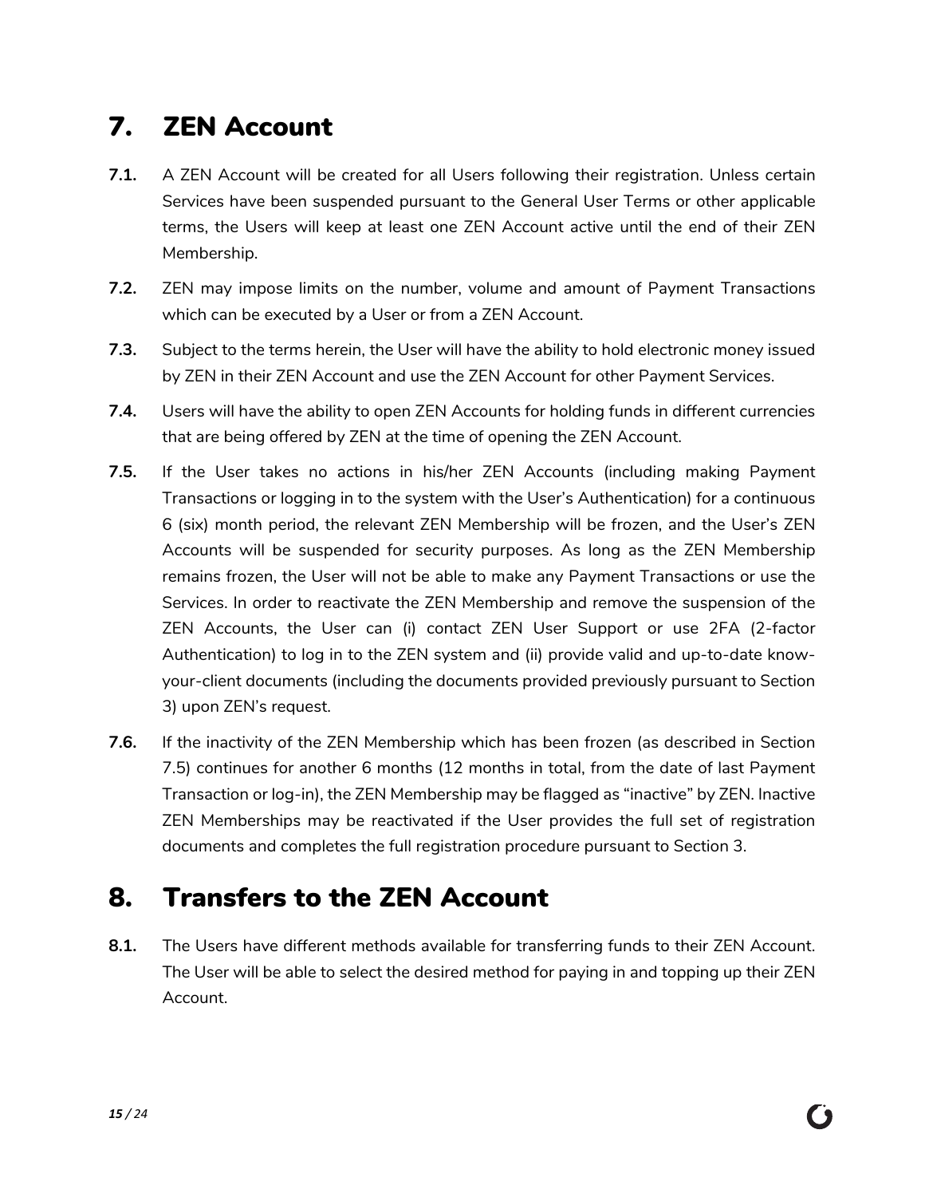## 7. ZEN Account

**7.1.** A ZEN Account will be created for all Users following their registration. Unless certain Services have been suspended pursuant to the General User Terms or other applicable terms, the Users will keep at least one ZEN Account active until the end of their ZEN Membership.

**7.2.** ZEN may impose limits on the number, volume and amount of Payment Transactions which can be executed by a User or from a ZEN Account.

**7.3.** Subject to the terms herein, the User will have the ability to hold electronic money issued by ZEN in their ZEN Account and use the ZEN Account for other Payment Services.

**7.4.** Users will have the ability to open ZEN Accounts for holding funds in different currencies that are being offered by ZEN at the time of opening the ZEN Account.

**7.5.** If the User takes no actions in his/her ZEN Accounts (including making Payment Transactions or logging in to the system with the User's Authentication) for a continuous 6 (six) month period, the relevant ZEN Membership will be frozen, and the User's ZEN Accounts will be suspended for security purposes. As long as the ZEN Membership remains frozen, the User will not be able to make any Payment Transactions or use the Services. In order to reactivate the ZEN Membership and remove the suspension of the ZEN Accounts, the User can (i) contact ZEN User Support or use 2FA (2-factor Authentication) to log in to the ZEN system and (ii) provide valid and up-to-date know-your-client documents (including the documents provided previously pursuant to Section 3) upon ZEN's request.

**7.6.** If the inactivity of the ZEN Membership which has been frozen (as described in Section 7.5) continues for another 6 months (12 months in total, from the date of last Payment Transaction or log-in), the ZEN Membership may be flagged as "inactive" by ZEN. Inactive ZEN Memberships may be reactivated if the User provides the full set of registration documents and completes the full registration procedure pursuant to Section 3.

## 8. Transfers to the ZEN Account

**8.1.** The Users have different methods available for transferring funds to their ZEN Account. The User will be able to select the desired method for paying in and topping up their ZEN Account.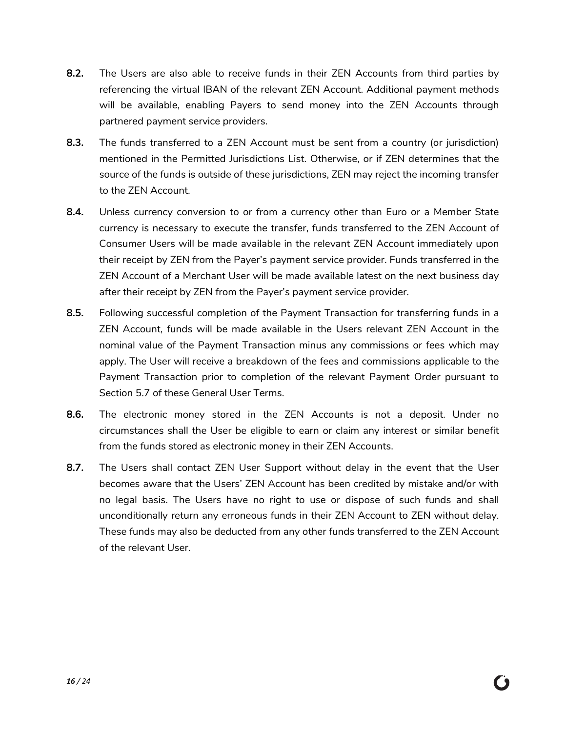**8.2.** The Users are also able to receive funds in their ZEN Accounts from third parties by referencing the virtual IBAN of the relevant ZEN Account. Additional payment methods will be available, enabling Payers to send money into the ZEN Accounts through partnered payment service providers.

**8.3.** The funds transferred to a ZEN Account must be sent from a country (or jurisdiction) mentioned in the Permitted Jurisdictions List. Otherwise, or if ZEN determines that the source of the funds is outside of these jurisdictions, ZEN may reject the incoming transfer to the ZEN Account.

**8.4.** Unless currency conversion to or from a currency other than Euro or a Member State currency is necessary to execute the transfer, funds transferred to the ZEN Account of Consumer Users will be made available in the relevant ZEN Account immediately upon their receipt by ZEN from the Payer's payment service provider. Funds transferred in the ZEN Account of a Merchant User will be made available latest on the next business day after their receipt by ZEN from the Payer's payment service provider.

**8.5.** Following successful completion of the Payment Transaction for transferring funds in a ZEN Account, funds will be made available in the Users relevant ZEN Account in the nominal value of the Payment Transaction minus any commissions or fees which may apply. The User will receive a breakdown of the fees and commissions applicable to the Payment Transaction prior to completion of the relevant Payment Order pursuant to Section 5.7 of these General User Terms.

**8.6.** The electronic money stored in the ZEN Accounts is not a deposit. Under no circumstances shall the User be eligible to earn or claim any interest or similar benefit from the funds stored as electronic money in their ZEN Accounts.

**8.7.** The Users shall contact ZEN User Support without delay in the event that the User becomes aware that the Users' ZEN Account has been credited by mistake and/or with no legal basis. The Users have no right to use or dispose of such funds and shall unconditionally return any erroneous funds in their ZEN Account to ZEN without delay. These funds may also be deducted from any other funds transferred to the ZEN Account of the relevant User.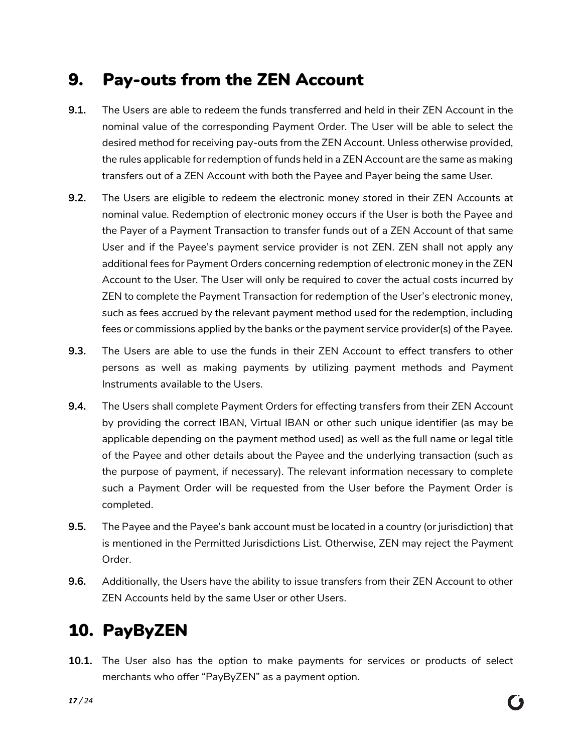## 9. Pay-outs from the ZEN Account

**9.1.** The Users are able to redeem the funds transferred and held in their ZEN Account in the nominal value of the corresponding Payment Order. The User will be able to select the desired method for receiving pay-outs from the ZEN Account. Unless otherwise provided, the rules applicable for redemption of funds held in a ZEN Account are the same as making transfers out of a ZEN Account with both the Payee and Payer being the same User.

**9.2.** The Users are eligible to redeem the electronic money stored in their ZEN Accounts at nominal value. Redemption of electronic money occurs if the User is both the Payee and the Payer of a Payment Transaction to transfer funds out of a ZEN Account of that same User and if the Payee's payment service provider is not ZEN. ZEN shall not apply any additional fees for Payment Orders concerning redemption of electronic money in the ZEN Account to the User. The User will only be required to cover the actual costs incurred by ZEN to complete the Payment Transaction for redemption of the User's electronic money, such as fees accrued by the relevant payment method used for the redemption, including fees or commissions applied by the banks or the payment service provider(s) of the Payee.

**9.3.** The Users are able to use the funds in their ZEN Account to effect transfers to other persons as well as making payments by utilizing payment methods and Payment Instruments available to the Users.

**9.4.** The Users shall complete Payment Orders for effecting transfers from their ZEN Account by providing the correct IBAN, Virtual IBAN or other such unique identifier (as may be applicable depending on the payment method used) as well as the full name or legal title of the Payee and other details about the Payee and the underlying transaction (such as the purpose of payment, if necessary). The relevant information necessary to complete such a Payment Order will be requested from the User before the Payment Order is completed.

**9.5.** The Payee and the Payee's bank account must be located in a country (or jurisdiction) that is mentioned in the Permitted Jurisdictions List. Otherwise, ZEN may reject the Payment Order.

**9.6.** Additionally, the Users have the ability to issue transfers from their ZEN Account to other ZEN Accounts held by the same User or other Users.

## 10. PayByZEN

**10.1.** The User also has the option to make payments for services or products of select merchants who offer "PayByZEN" as a payment option.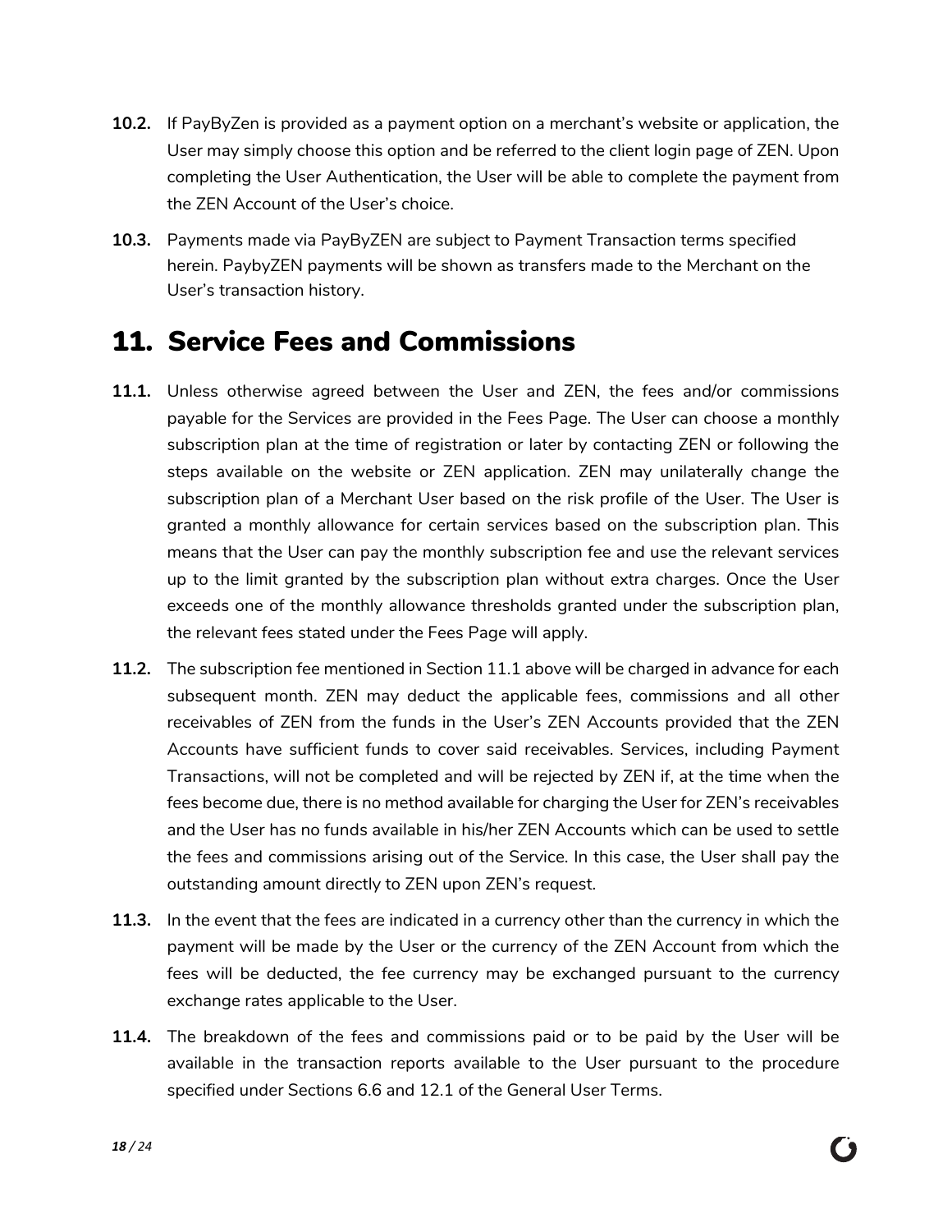**10.2.** If PayByZen is provided as a payment option on a merchant's website or application, the User may simply choose this option and be referred to the client login page of ZEN. Upon completing the User Authentication, the User will be able to complete the payment from the ZEN Account of the User's choice.

**10.3.** Payments made via PayByZEN are subject to Payment Transaction terms specified herein. PaybyZEN payments will be shown as transfers made to the Merchant on the User's transaction history.

# 11. Service Fees and Commissions

**11.1.** Unless otherwise agreed between the User and ZEN, the fees and/or commissions payable for the Services are provided in the Fees Page. The User can choose a monthly subscription plan at the time of registration or later by contacting ZEN or following the steps available on the website or ZEN application. ZEN may unilaterally change the subscription plan of a Merchant User based on the risk profile of the User. The User is granted a monthly allowance for certain services based on the subscription plan. This means that the User can pay the monthly subscription fee and use the relevant services up to the limit granted by the subscription plan without extra charges. Once the User exceeds one of the monthly allowance thresholds granted under the subscription plan, the relevant fees stated under the Fees Page will apply.

**11.2.** The subscription fee mentioned in Section 11.1 above will be charged in advance for each subsequent month. ZEN may deduct the applicable fees, commissions and all other receivables of ZEN from the funds in the User's ZEN Accounts provided that the ZEN Accounts have sufficient funds to cover said receivables. Services, including Payment Transactions, will not be completed and will be rejected by ZEN if, at the time when the fees become due, there is no method available for charging the User for ZEN's receivables and the User has no funds available in his/her ZEN Accounts which can be used to settle the fees and commissions arising out of the Service. In this case, the User shall pay the outstanding amount directly to ZEN upon ZEN's request.

**11.3.** In the event that the fees are indicated in a currency other than the currency in which the payment will be made by the User or the currency of the ZEN Account from which the fees will be deducted, the fee currency may be exchanged pursuant to the currency exchange rates applicable to the User.

**11.4.** The breakdown of the fees and commissions paid or to be paid by the User will be available in the transaction reports available to the User pursuant to the procedure specified under Sections 6.6 and 12.1 of the General User Terms.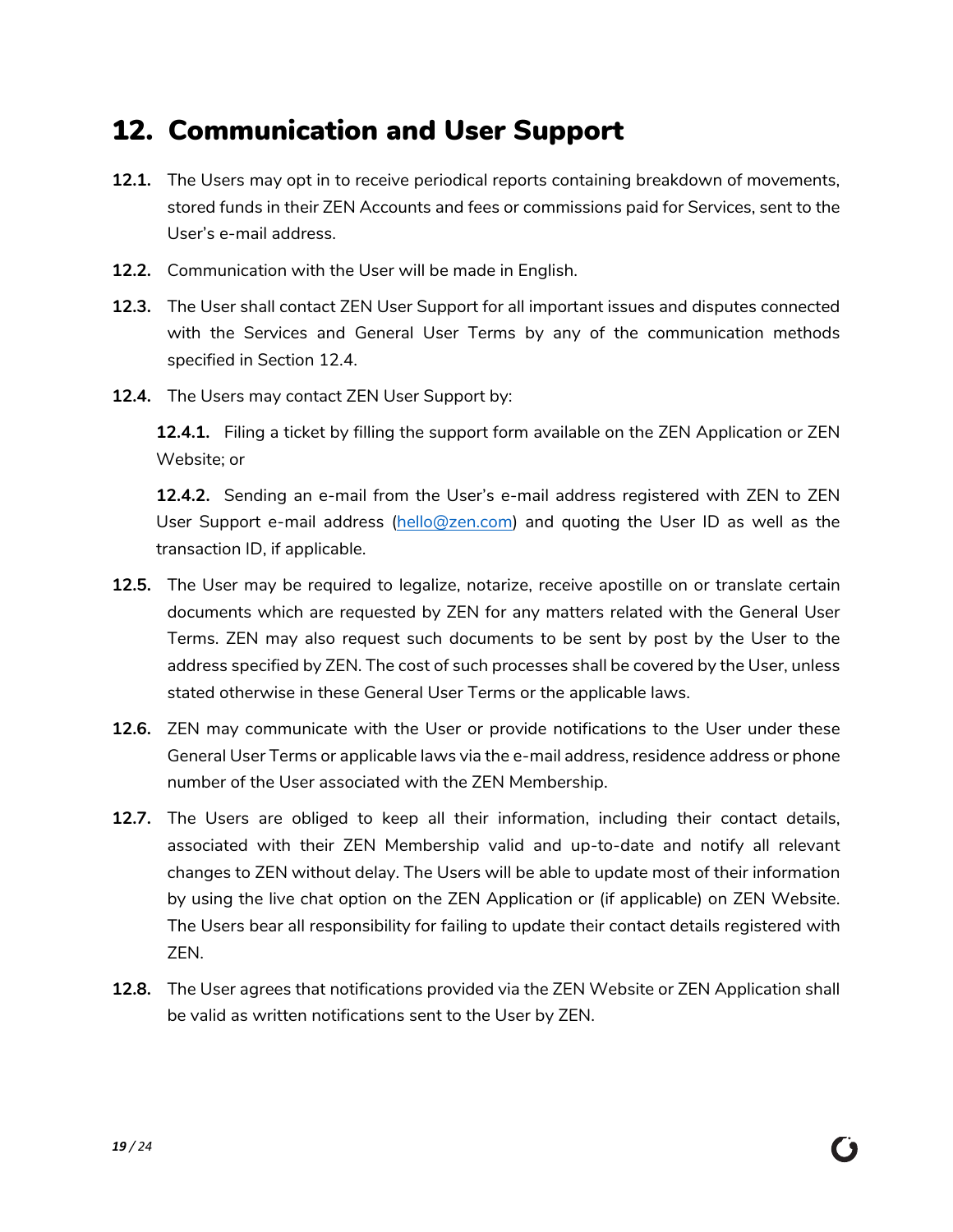# 12. Communication and User Support

**12.1.** The Users may opt in to receive periodical reports containing breakdown of movements, stored funds in their ZEN Accounts and fees or commissions paid for Services, sent to the User's e-mail address.

**12.2.** Communication with the User will be made in English.

**12.3.** The User shall contact ZEN User Support for all important issues and disputes connected with the Services and General User Terms by any of the communication methods specified in Section 12.4.

**12.4.** The Users may contact ZEN User Support by:

**12.4.1.** Filing a ticket by filling the support form available on the ZEN Application or ZEN Website; or

**12.4.2.** Sending an e-mail from the User's e-mail address registered with ZEN to ZEN User Support e-mail address (hello@zen.com) and quoting the User ID as well as the transaction ID, if applicable.

**12.5.** The User may be required to legalize, notarize, receive apostille on or translate certain documents which are requested by ZEN for any matters related with the General User Terms. ZEN may also request such documents to be sent by post by the User to the address specified by ZEN. The cost of such processes shall be covered by the User, unless stated otherwise in these General User Terms or the applicable laws.

**12.6.** ZEN may communicate with the User or provide notifications to the User under these General User Terms or applicable laws via the e-mail address, residence address or phone number of the User associated with the ZEN Membership.

**12.7.** The Users are obliged to keep all their information, including their contact details, associated with their ZEN Membership valid and up-to-date and notify all relevant changes to ZEN without delay. The Users will be able to update most of their information by using the live chat option on the ZEN Application or (if applicable) on ZEN Website. The Users bear all responsibility for failing to update their contact details registered with ZEN.

**12.8.** The User agrees that notifications provided via the ZEN Website or ZEN Application shall be valid as written notifications sent to the User by ZEN.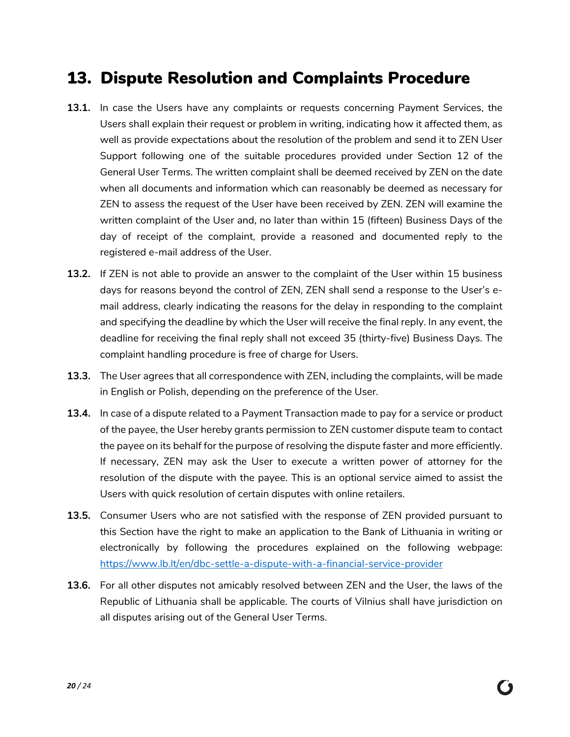# 13. Dispute Resolution and Complaints Procedure

**13.1.** In case the Users have any complaints or requests concerning Payment Services, the Users shall explain their request or problem in writing, indicating how it affected them, as well as provide expectations about the resolution of the problem and send it to ZEN User Support following one of the suitable procedures provided under Section 12 of the General User Terms. The written complaint shall be deemed received by ZEN on the date when all documents and information which can reasonably be deemed as necessary for ZEN to assess the request of the User have been received by ZEN. ZEN will examine the written complaint of the User and, no later than within 15 (fifteen) Business Days of the day of receipt of the complaint, provide a reasoned and documented reply to the registered e-mail address of the User.

**13.2.** If ZEN is not able to provide an answer to the complaint of the User within 15 business days for reasons beyond the control of ZEN, ZEN shall send a response to the User's e-mail address, clearly indicating the reasons for the delay in responding to the complaint and specifying the deadline by which the User will receive the final reply. In any event, the deadline for receiving the final reply shall not exceed 35 (thirty-five) Business Days. The complaint handling procedure is free of charge for Users.

**13.3.** The User agrees that all correspondence with ZEN, including the complaints, will be made in English or Polish, depending on the preference of the User.

**13.4.** In case of a dispute related to a Payment Transaction made to pay for a service or product of the payee, the User hereby grants permission to ZEN customer dispute team to contact the payee on its behalf for the purpose of resolving the dispute faster and more efficiently. If necessary, ZEN may ask the User to execute a written power of attorney for the resolution of the dispute with the payee. This is an optional service aimed to assist the Users with quick resolution of certain disputes with online retailers.

**13.5.** Consumer Users who are not satisfied with the response of ZEN provided pursuant to this Section have the right to make an application to the Bank of Lithuania in writing or electronically by following the procedures explained on the following webpage: [https://www.lb.lt/en/dbc-settle-a-dispute-with-a-financial-service-provider](https://www.lb.lt/en/dbc-settle-a-dispute-with-a-financial-service-provider)

**13.6.** For all other disputes not amicably resolved between ZEN and the User, the laws of the Republic of Lithuania shall be applicable. The courts of Vilnius shall have jurisdiction on all disputes arising out of the General User Terms.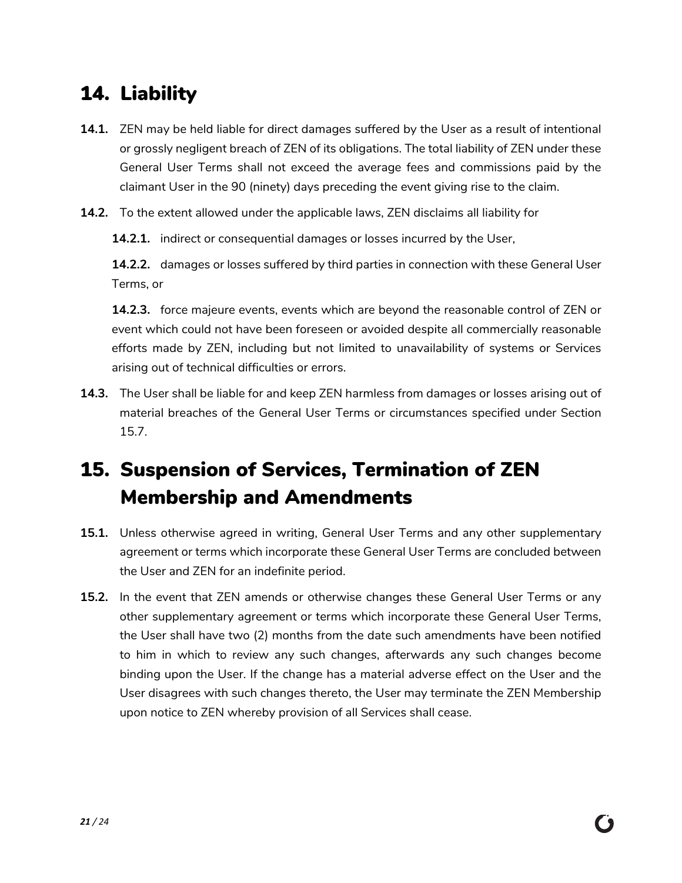## 14. Liability

**14.1.** ZEN may be held liable for direct damages suffered by the User as a result of intentional or grossly negligent breach of ZEN of its obligations. The total liability of ZEN under these General User Terms shall not exceed the average fees and commissions paid by the claimant User in the 90 (ninety) days preceding the event giving rise to the claim.

**14.2.** To the extent allowed under the applicable laws, ZEN disclaims all liability for

**14.2.1.** indirect or consequential damages or losses incurred by the User,

**14.2.2.** damages or losses suffered by third parties in connection with these General User Terms, or

**14.2.3.** force majeure events, events which are beyond the reasonable control of ZEN or event which could not have been foreseen or avoided despite all commercially reasonable efforts made by ZEN, including but not limited to unavailability of systems or Services arising out of technical difficulties or errors.

**14.3.** The User shall be liable for and keep ZEN harmless from damages or losses arising out of material breaches of the General User Terms or circumstances specified under Section 15.7.

## 15. Suspension of Services, Termination of ZEN Membership and Amendments

**15.1.** Unless otherwise agreed in writing, General User Terms and any other supplementary agreement or terms which incorporate these General User Terms are concluded between the User and ZEN for an indefinite period.

**15.2.** In the event that ZEN amends or otherwise changes these General User Terms or any other supplementary agreement or terms which incorporate these General User Terms, the User shall have two (2) months from the date such amendments have been notified to him in which to review any such changes, afterwards any such changes become binding upon the User. If the change has a material adverse effect on the User and the User disagrees with such changes thereto, the User may terminate the ZEN Membership upon notice to ZEN whereby provision of all Services shall cease.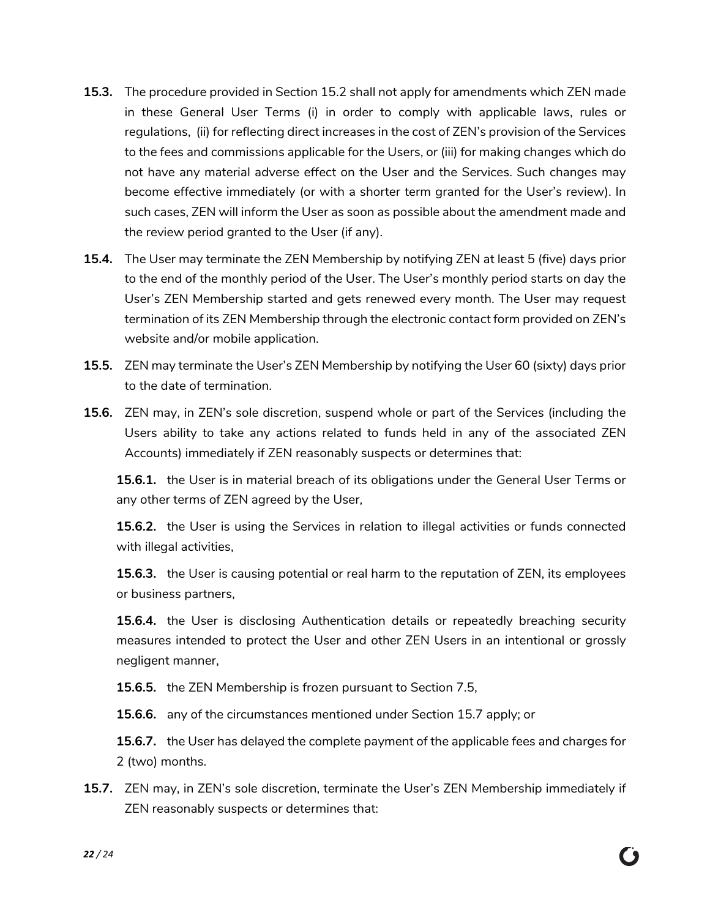**15.3.** The procedure provided in Section 15.2 shall not apply for amendments which ZEN made in these General User Terms (i) in order to comply with applicable laws, rules or regulations, (ii) for reflecting direct increases in the cost of ZEN's provision of the Services to the fees and commissions applicable for the Users, or (iii) for making changes which do not have any material adverse effect on the User and the Services. Such changes may become effective immediately (or with a shorter term granted for the User's review). In such cases, ZEN will inform the User as soon as possible about the amendment made and the review period granted to the User (if any).

**15.4.** The User may terminate the ZEN Membership by notifying ZEN at least 5 (five) days prior to the end of the monthly period of the User. The User's monthly period starts on day the User's ZEN Membership started and gets renewed every month. The User may request termination of its ZEN Membership through the electronic contact form provided on ZEN's website and/or mobile application.

**15.5.** ZEN may terminate the User's ZEN Membership by notifying the User 60 (sixty) days prior to the date of termination.

**15.6.** ZEN may, in ZEN's sole discretion, suspend whole or part of the Services (including the Users ability to take any actions related to funds held in any of the associated ZEN Accounts) immediately if ZEN reasonably suspects or determines that:

**15.6.1.** the User is in material breach of its obligations under the General User Terms or any other terms of ZEN agreed by the User,

**15.6.2.** the User is using the Services in relation to illegal activities or funds connected with illegal activities,

**15.6.3.** the User is causing potential or real harm to the reputation of ZEN, its employees or business partners,

**15.6.4.** the User is disclosing Authentication details or repeatedly breaching security measures intended to protect the User and other ZEN Users in an intentional or grossly negligent manner,

**15.6.5.** the ZEN Membership is frozen pursuant to Section 7.5,

**15.6.6.** any of the circumstances mentioned under Section 15.7 apply; or

**15.6.7.** the User has delayed the complete payment of the applicable fees and charges for 2 (two) months.

**15.7.** ZEN may, in ZEN's sole discretion, terminate the User's ZEN Membership immediately if ZEN reasonably suspects or determines that: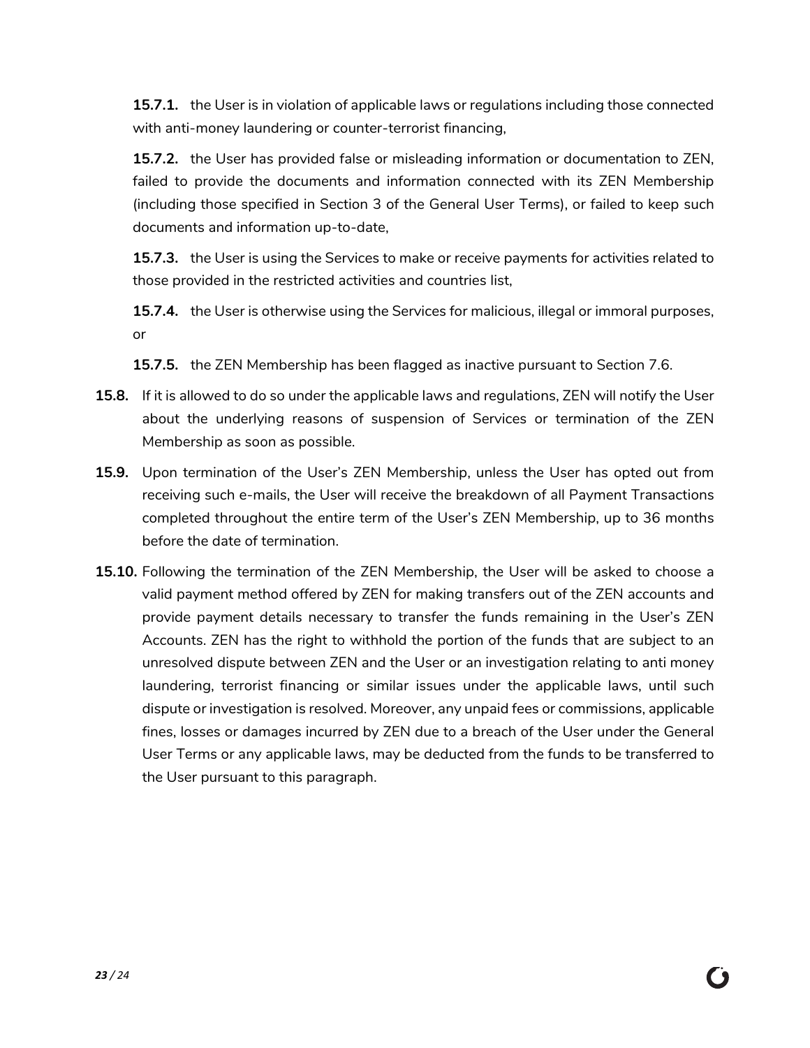**15.7.1.** the User is in violation of applicable laws or regulations including those connected with anti-money laundering or counter-terrorist financing,

**15.7.2.** the User has provided false or misleading information or documentation to ZEN, failed to provide the documents and information connected with its ZEN Membership (including those specified in Section 3 of the General User Terms), or failed to keep such documents and information up-to-date,

**15.7.3.** the User is using the Services to make or receive payments for activities related to those provided in the restricted activities and countries list,

**15.7.4.** the User is otherwise using the Services for malicious, illegal or immoral purposes, or

**15.7.5.** the ZEN Membership has been flagged as inactive pursuant to Section 7.6.

**15.8.** If it is allowed to do so under the applicable laws and regulations, ZEN will notify the User about the underlying reasons of suspension of Services or termination of the ZEN Membership as soon as possible.

**15.9.** Upon termination of the User's ZEN Membership, unless the User has opted out from receiving such e-mails, the User will receive the breakdown of all Payment Transactions completed throughout the entire term of the User's ZEN Membership, up to 36 months before the date of termination.

**15.10.** Following the termination of the ZEN Membership, the User will be asked to choose a valid payment method offered by ZEN for making transfers out of the ZEN accounts and provide payment details necessary to transfer the funds remaining in the User's ZEN Accounts. ZEN has the right to withhold the portion of the funds that are subject to an unresolved dispute between ZEN and the User or an investigation relating to anti money laundering, terrorist financing or similar issues under the applicable laws, until such dispute or investigation is resolved. Moreover, any unpaid fees or commissions, applicable fines, losses or damages incurred by ZEN due to a breach of the User under the General User Terms or any applicable laws, may be deducted from the funds to be transferred to the User pursuant to this paragraph.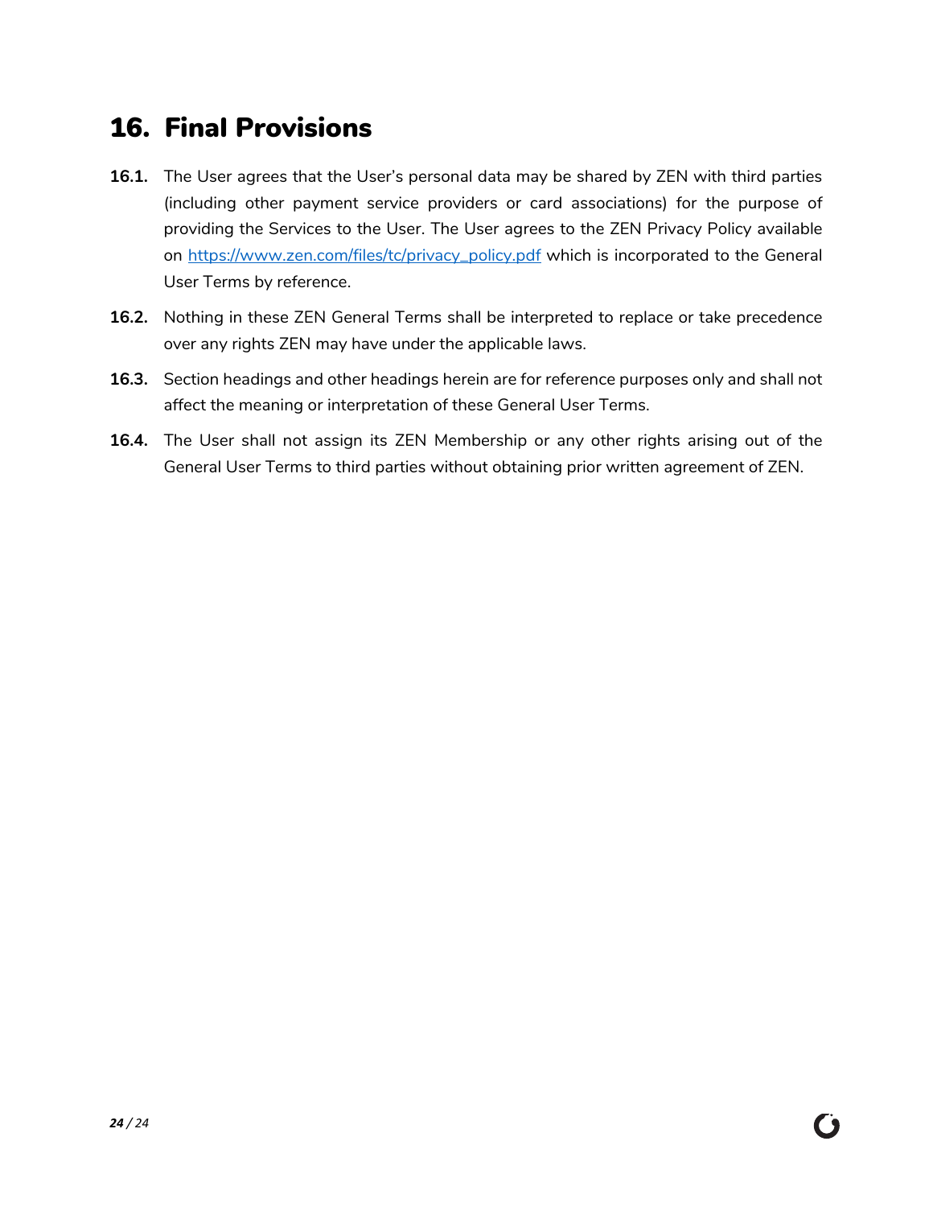# 16. Final Provisions

**16.1.** The User agrees that the User's personal data may be shared by ZEN with third parties (including other payment service providers or card associations) for the purpose of providing the Services to the User. The User agrees to the ZEN Privacy Policy available on https://www.zen.com/files/tc/privacy_policy.pdf which is incorporated to the General User Terms by reference.

**16.2.** Nothing in these ZEN General Terms shall be interpreted to replace or take precedence over any rights ZEN may have under the applicable laws.

**16.3.** Section headings and other headings herein are for reference purposes only and shall not affect the meaning or interpretation of these General User Terms.

**16.4.** The User shall not assign its ZEN Membership or any other rights arising out of the General User Terms to third parties without obtaining prior written agreement of ZEN.